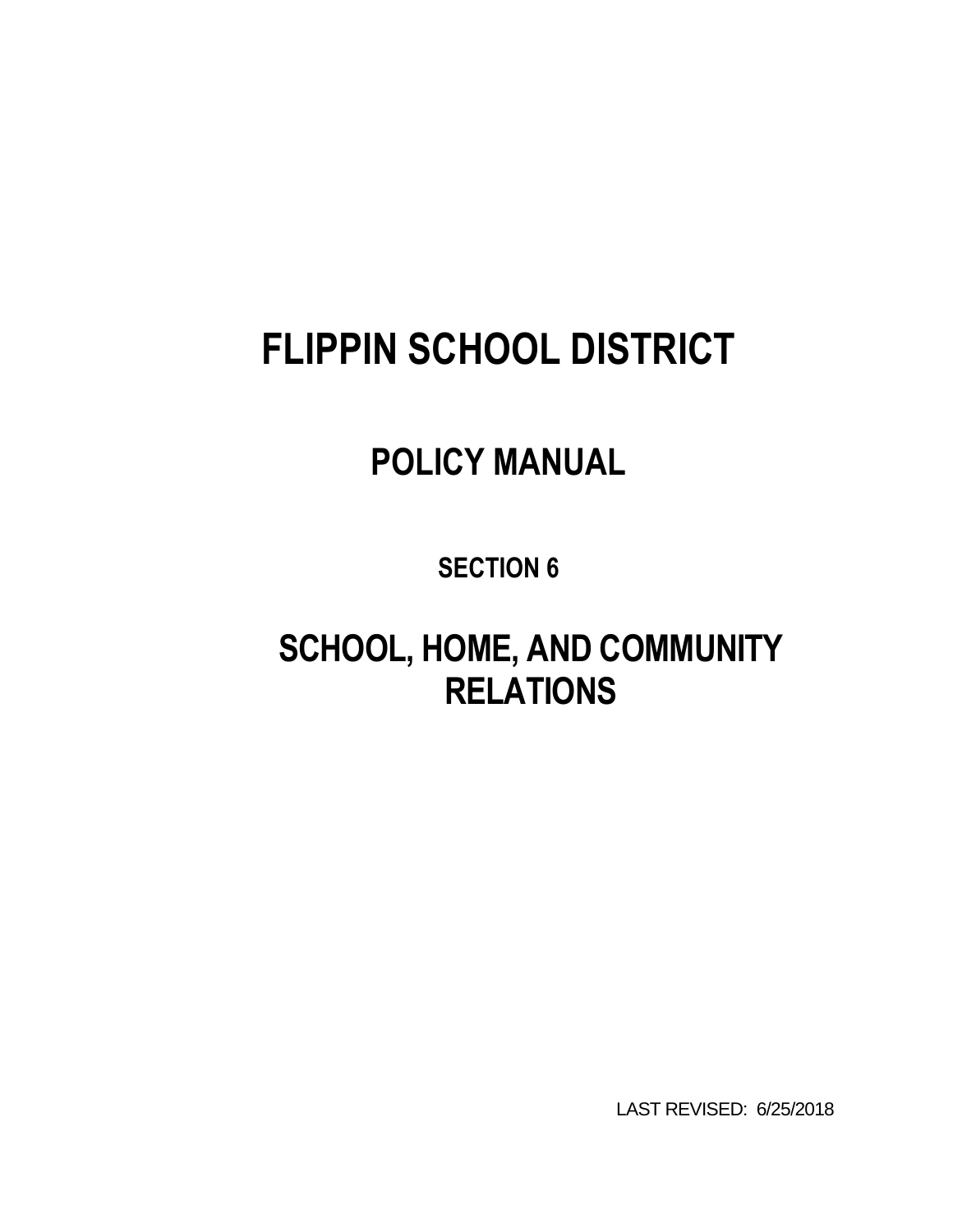# FLIPPIN SCHOOL DISTRICT

## POLICY MANUAL

### SECTION 6

## SCHOOL, HOME, AND COMMUNITY RELATIONS

LAST REVISED: 6/25/2018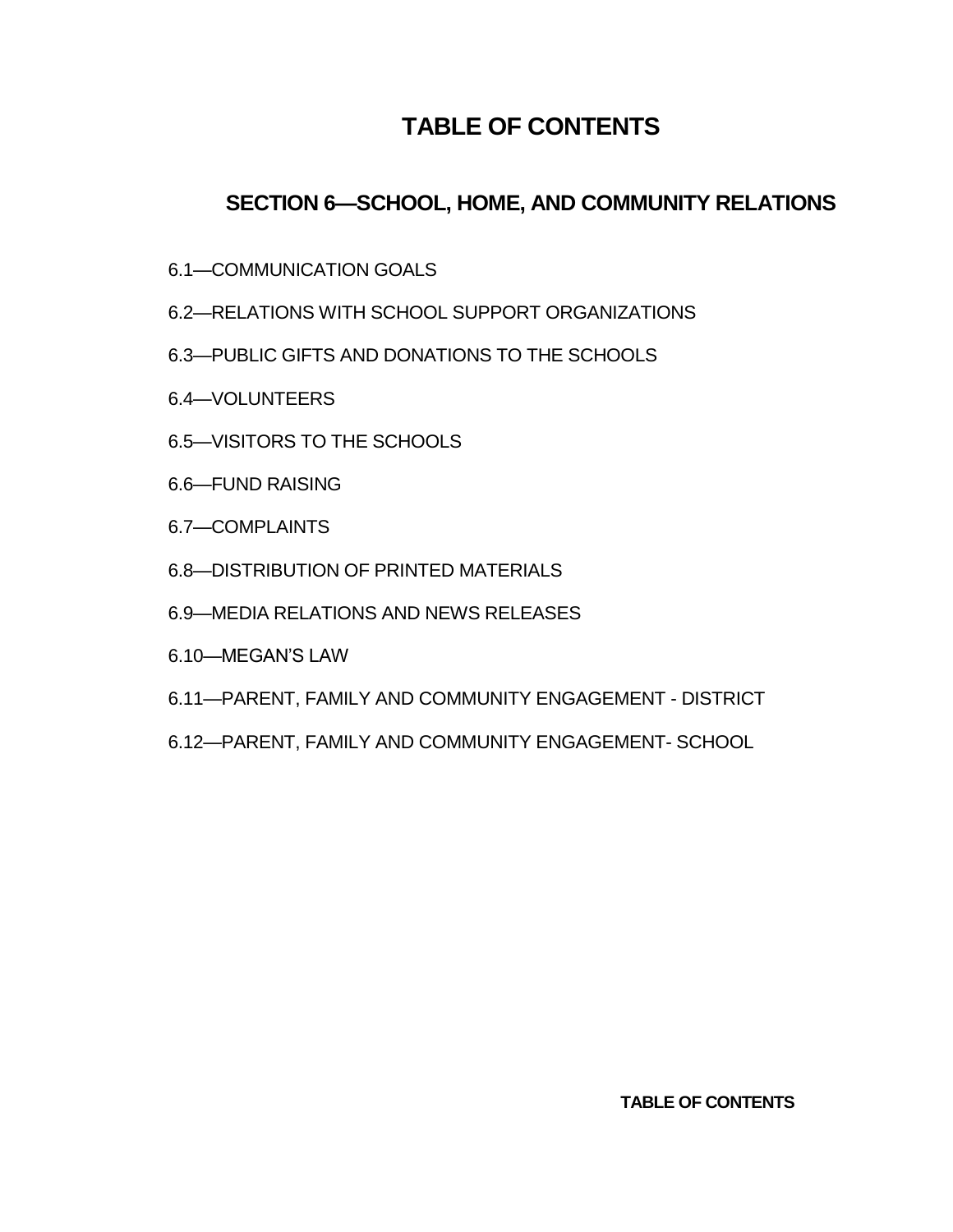# TABLE OF CONTENTS

## SECTION 6—SCHOOL, HOME, AND COMMUNITY RELATIONS

6.1—COMMUNICATION GOALS

6.2—RELATIONS WITH SCHOOL SUPPORT ORGANIZATIONS

6.3—PUBLIC GIFTS AND DONATIONS TO THE SCHOOLS

6.4—VOLUNTEERS

6.5—VISITORS TO THE SCHOOLS

6.6—FUND RAISING

6.7—COMPLAINTS

6.8—DISTRIBUTION OF PRINTED MATERIALS

6.9—MEDIA RELATIONS AND NEWS RELEASES

6.10—MEGAN'S LAW

6.11—PARENT, FAMILY AND COMMUNITY ENGAGEMENT - DISTRICT

6.12—PARENT, FAMILY AND COMMUNITY ENGAGEMENT- SCHOOL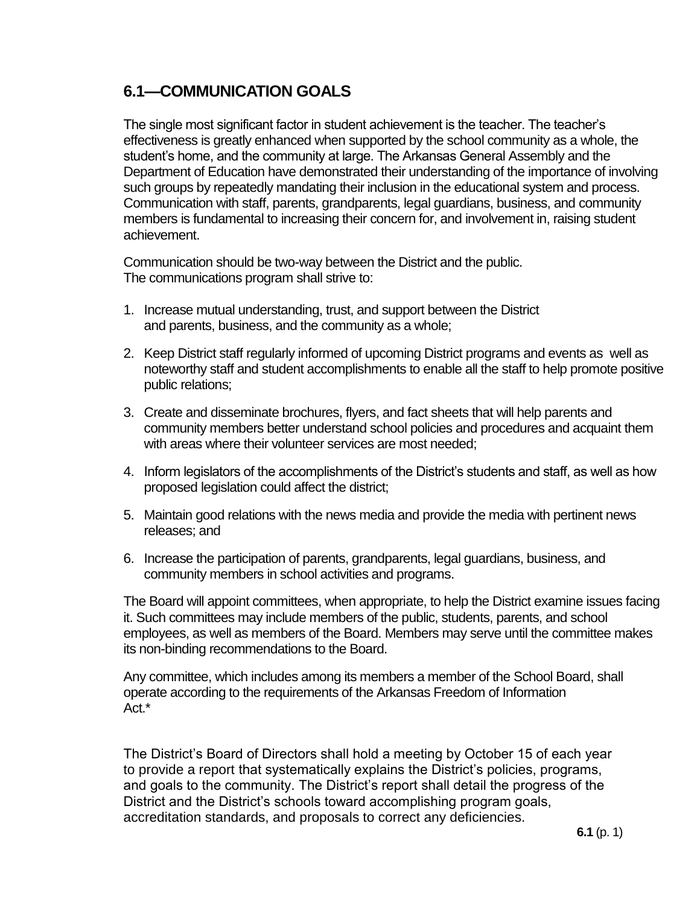## 6.1—COMMUNICATION GOALS

The single most significant factor in student achievement is the teacher. The teacher's effectiveness is greatly enhanced when supported by the school community as a whole, the student's home, and the community at large. The Arkansas General Assembly and the Department of Education have demonstrated their understanding of the importance of involving such groups by repeatedly mandating their inclusion in the educational system and process. Communication with staff, parents, grandparents, legal guardians, business, and community members is fundamental to increasing their concern for, and involvement in, raising student achievement.

Communication should be two-way between the District and the public.
The communications program shall strive to:

1. Increase mutual understanding, trust, and support between the District and parents, business, and the community as a whole;
2. Keep District staff regularly informed of upcoming District programs and events as well as noteworthy staff and student accomplishments to enable all the staff to help promote positive public relations;
3. Create and disseminate brochures, flyers, and fact sheets that will help parents and community members better understand school policies and procedures and acquaint them with areas where their volunteer services are most needed;
4. Inform legislators of the accomplishments of the District's students and staff, as well as how proposed legislation could affect the district;
5. Maintain good relations with the news media and provide the media with pertinent news releases; and
6. Increase the participation of parents, grandparents, legal guardians, business, and community members in school activities and programs.

The Board will appoint committees, when appropriate, to help the District examine issues facing it. Such committees may include members of the public, students, parents, and school employees, as well as members of the Board. Members may serve until the committee makes its non-binding recommendations to the Board.

Any committee, which includes among its members a member of the School Board, shall operate according to the requirements of the Arkansas Freedom of Information Act.*

The District's Board of Directors shall hold a meeting by October 15 of each year to provide a report that systematically explains the District's policies, programs, and goals to the community. The District's report shall detail the progress of the District and the District's schools toward accomplishing program goals, accreditation standards, and proposals to correct any deficiencies.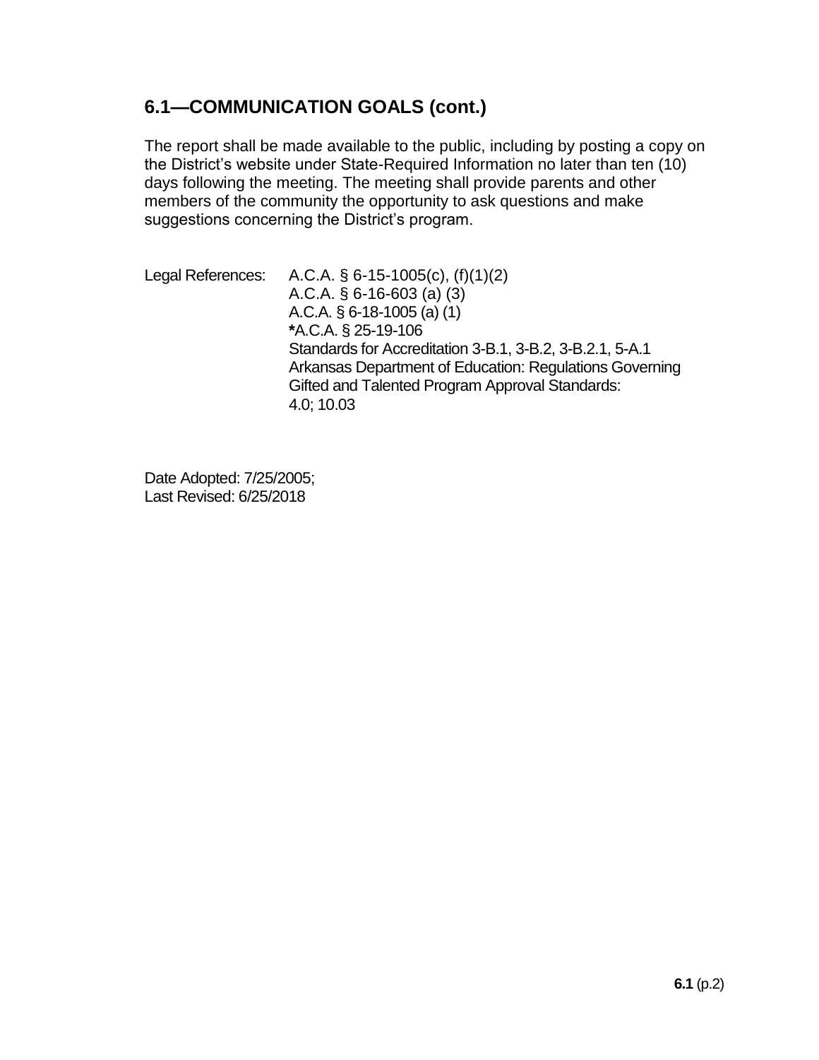## 6.1—COMMUNICATION GOALS (cont.)

The report shall be made available to the public, including by posting a copy on the District's website under State-Required Information no later than ten (10) days following the meeting. The meeting shall provide parents and other members of the community the opportunity to ask questions and make suggestions concerning the District's program.

Legal References: A.C.A. § 6-15-1005(c), (f)(1)(2)
A.C.A. § 6-16-603 (a) (3)
A.C.A. § 6-18-1005 (a) (1)
**\***A.C.A. § 25-19-106
Standards for Accreditation 3-B.1, 3-B.2, 3-B.2.1, 5-A.1
Arkansas Department of Education: Regulations Governing Gifted and Talented Program Approval Standards:
4.0; 10.03

Date Adopted: 7/25/2005;
Last Revised: 6/25/2018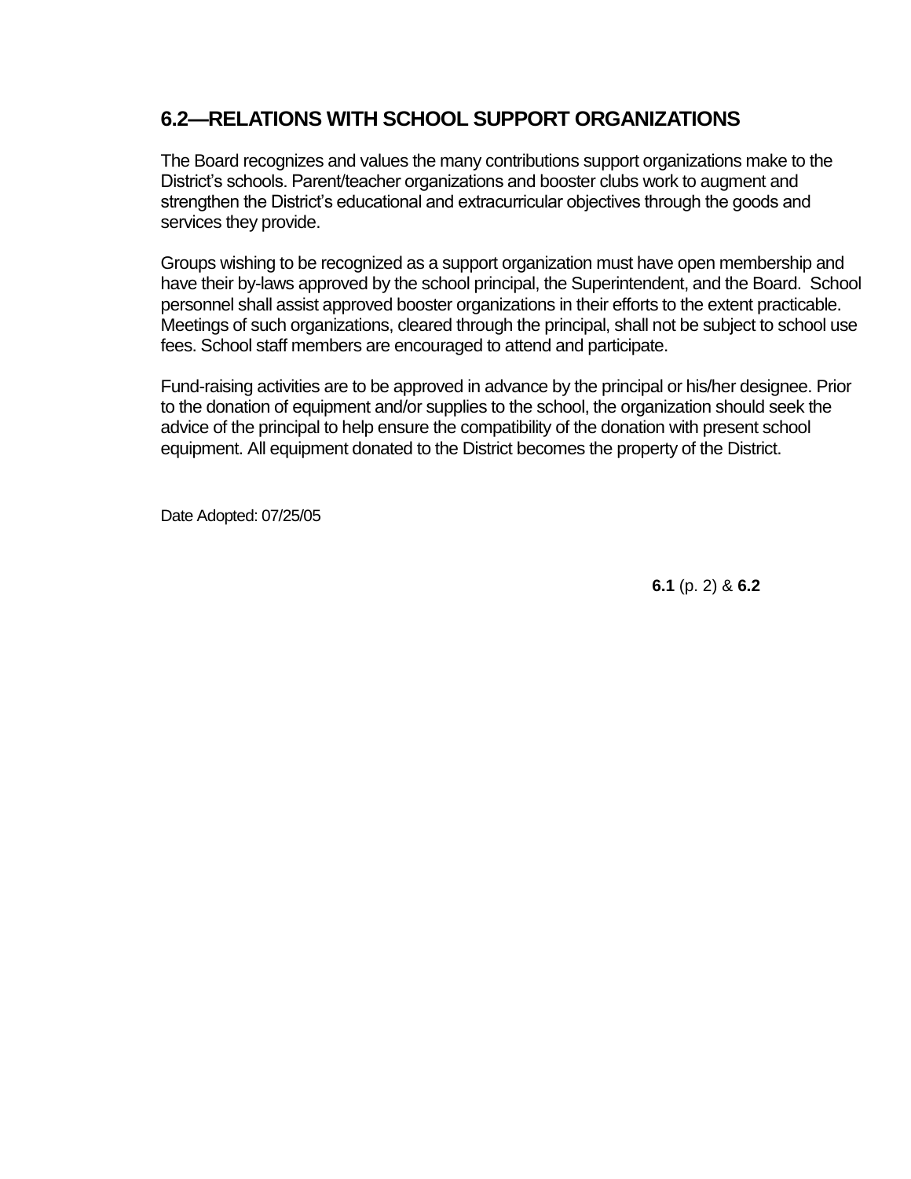## 6.2—RELATIONS WITH SCHOOL SUPPORT ORGANIZATIONS

The Board recognizes and values the many contributions support organizations make to the District's schools. Parent/teacher organizations and booster clubs work to augment and strengthen the District's educational and extracurricular objectives through the goods and services they provide.

Groups wishing to be recognized as a support organization must have open membership and have their by-laws approved by the school principal, the Superintendent, and the Board. School personnel shall assist approved booster organizations in their efforts to the extent practicable. Meetings of such organizations, cleared through the principal, shall not be subject to school use fees. School staff members are encouraged to attend and participate.

Fund-raising activities are to be approved in advance by the principal or his/her designee. Prior to the donation of equipment and/or supplies to the school, the organization should seek the advice of the principal to help ensure the compatibility of the donation with present school equipment. All equipment donated to the District becomes the property of the District.

Date Adopted: 07/25/05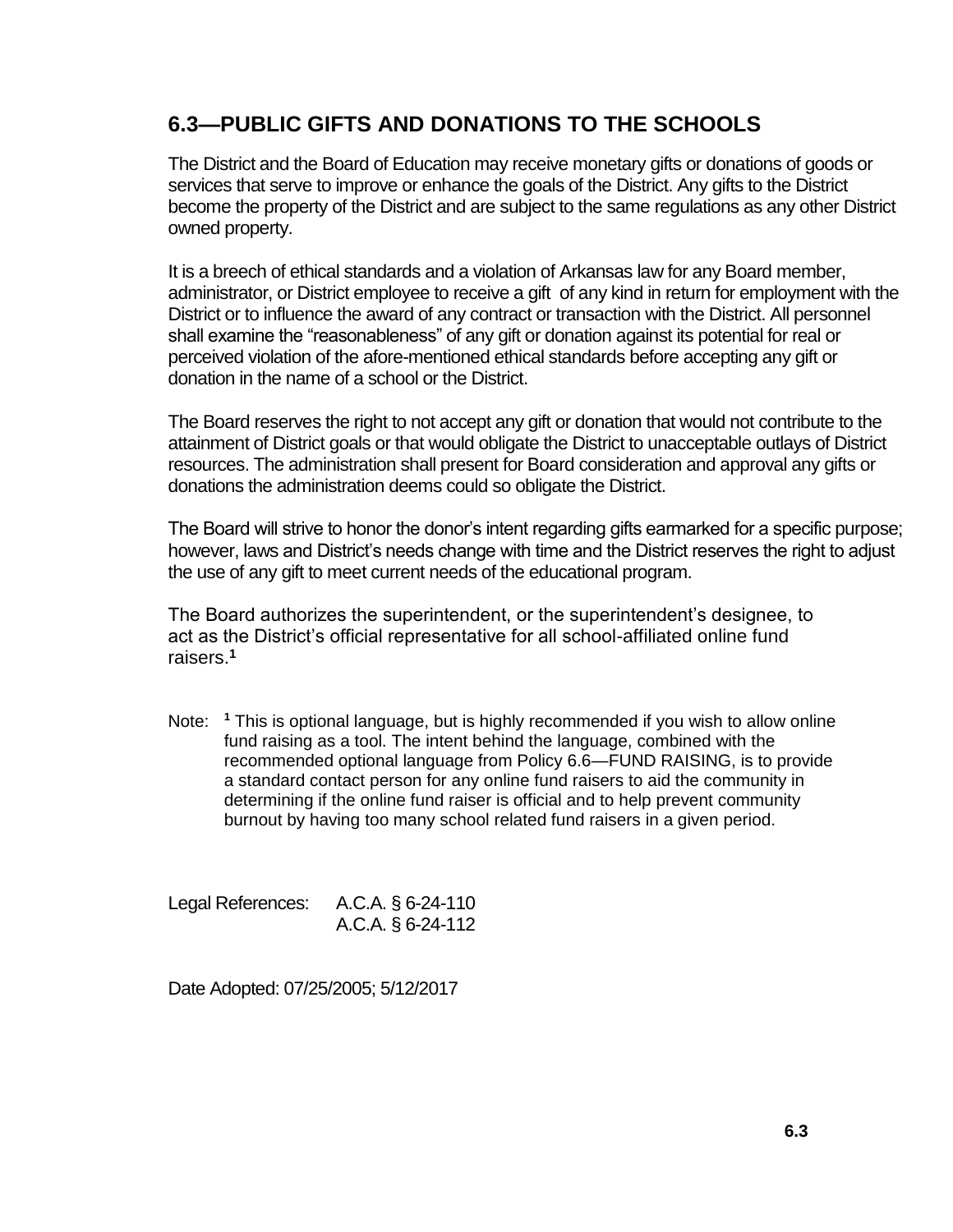## 6.3—PUBLIC GIFTS AND DONATIONS TO THE SCHOOLS

The District and the Board of Education may receive monetary gifts or donations of goods or services that serve to improve or enhance the goals of the District. Any gifts to the District become the property of the District and are subject to the same regulations as any other District owned property.

It is a breech of ethical standards and a violation of Arkansas law for any Board member, administrator, or District employee to receive a gift of any kind in return for employment with the District or to influence the award of any contract or transaction with the District. All personnel shall examine the "reasonableness" of any gift or donation against its potential for real or perceived violation of the afore-mentioned ethical standards before accepting any gift or donation in the name of a school or the District.

The Board reserves the right to not accept any gift or donation that would not contribute to the attainment of District goals or that would obligate the District to unacceptable outlays of District resources. The administration shall present for Board consideration and approval any gifts or donations the administration deems could so obligate the District.

The Board will strive to honor the donor's intent regarding gifts earmarked for a specific purpose; however, laws and District's needs change with time and the District reserves the right to adjust the use of any gift to meet current needs of the educational program.

The Board authorizes the superintendent, or the superintendent's designee, to act as the District's official representative for all school-affiliated online fund raisers.[1]

Note: [1] This is optional language, but is highly recommended if you wish to allow online fund raising as a tool. The intent behind the language, combined with the recommended optional language from Policy 6.6—FUND RAISING, is to provide a standard contact person for any online fund raisers to aid the community in determining if the online fund raiser is official and to help prevent community burnout by having too many school related fund raisers in a given period.

Legal References: A.C.A. § 6-24-110
A.C.A. § 6-24-112

Date Adopted: 07/25/2005; 5/12/2017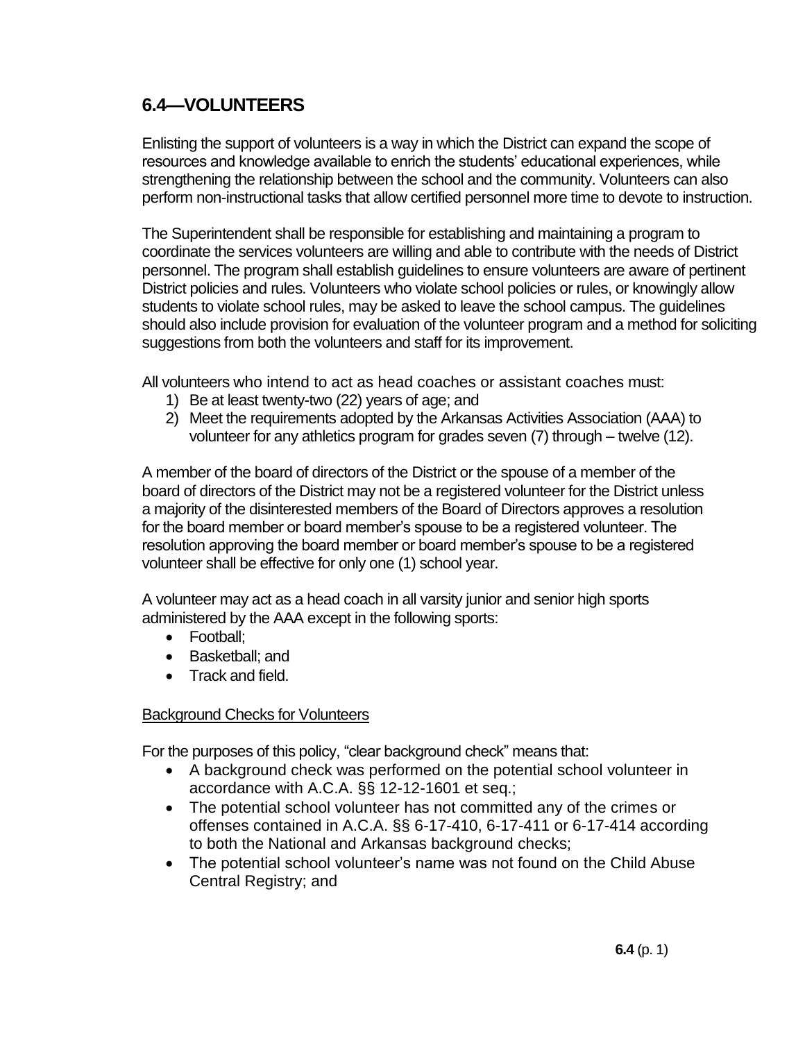## 6.4—VOLUNTEERS

Enlisting the support of volunteers is a way in which the District can expand the scope of resources and knowledge available to enrich the students' educational experiences, while strengthening the relationship between the school and the community. Volunteers can also perform non-instructional tasks that allow certified personnel more time to devote to instruction.

The Superintendent shall be responsible for establishing and maintaining a program to coordinate the services volunteers are willing and able to contribute with the needs of District personnel. The program shall establish guidelines to ensure volunteers are aware of pertinent District policies and rules. Volunteers who violate school policies or rules, or knowingly allow students to violate school rules, may be asked to leave the school campus. The guidelines should also include provision for evaluation of the volunteer program and a method for soliciting suggestions from both the volunteers and staff for its improvement.

All volunteers who intend to act as head coaches or assistant coaches must:

1) Be at least twenty-two (22) years of age; and
2) Meet the requirements adopted by the Arkansas Activities Association (AAA) to volunteer for any athletics program for grades seven (7) through – twelve (12).

A member of the board of directors of the District or the spouse of a member of the board of directors of the District may not be a registered volunteer for the District unless a majority of the disinterested members of the Board of Directors approves a resolution for the board member or board member's spouse to be a registered volunteer. The resolution approving the board member or board member's spouse to be a registered volunteer shall be effective for only one (1) school year.

A volunteer may act as a head coach in all varsity junior and senior high sports administered by the AAA except in the following sports:

- Football;
- Basketball; and
- Track and field.

<u>Background Checks for Volunteers</u>

For the purposes of this policy, "clear background check" means that:

- A background check was performed on the potential school volunteer in accordance with A.C.A. §§ 12-12-1601 et seq.;
- The potential school volunteer has not committed any of the crimes or offenses contained in A.C.A. §§ 6-17-410, 6-17-411 or 6-17-414 according to both the National and Arkansas background checks;
- The potential school volunteer's name was not found on the Child Abuse Central Registry; and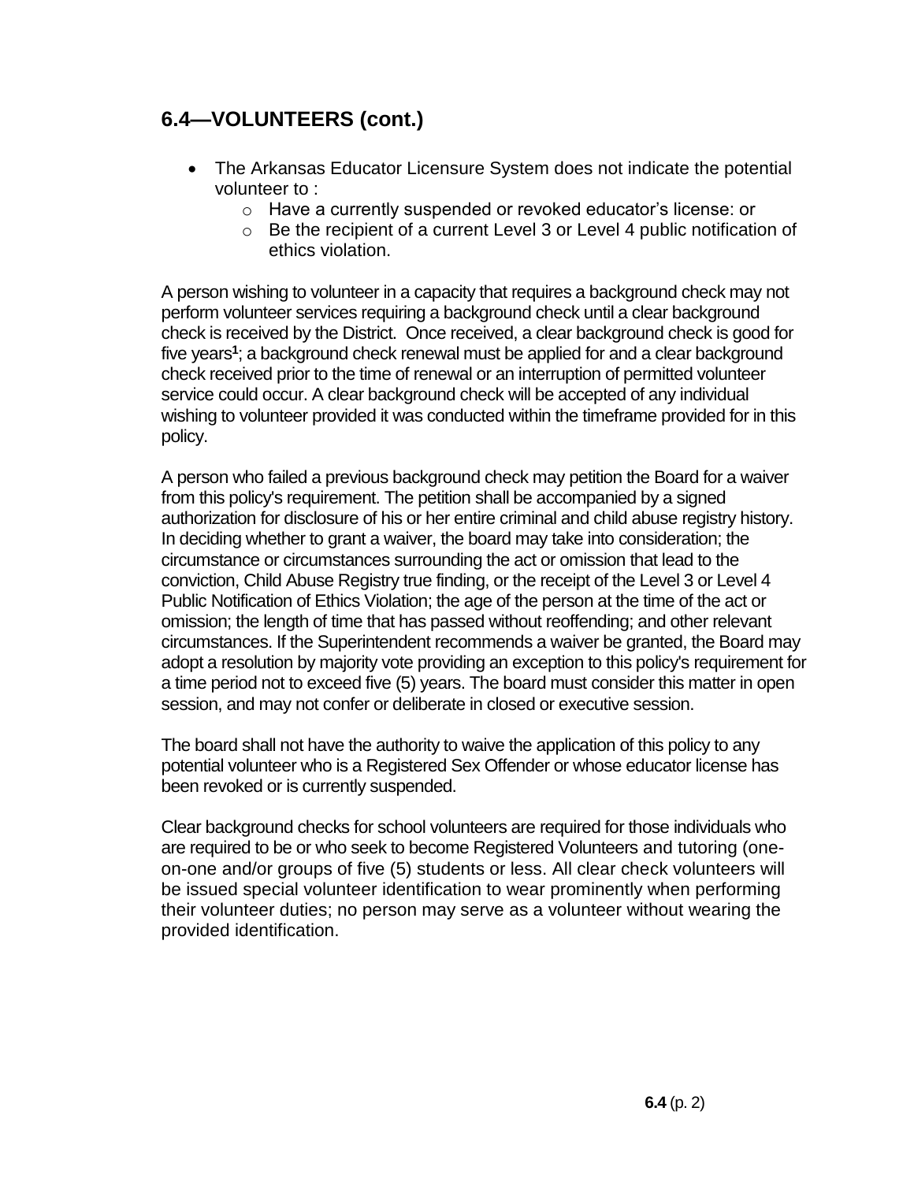## 6.4—VOLUNTEERS (cont.)

- The Arkansas Educator Licensure System does not indicate the potential volunteer to :
  - Have a currently suspended or revoked educator's license: or
  - Be the recipient of a current Level 3 or Level 4 public notification of ethics violation.

A person wishing to volunteer in a capacity that requires a background check may not perform volunteer services requiring a background check until a clear background check is received by the District. Once received, a clear background check is good for five years[1]; a background check renewal must be applied for and a clear background check received prior to the time of renewal or an interruption of permitted volunteer service could occur. A clear background check will be accepted of any individual wishing to volunteer provided it was conducted within the timeframe provided for in this policy.

A person who failed a previous background check may petition the Board for a waiver from this policy's requirement. The petition shall be accompanied by a signed authorization for disclosure of his or her entire criminal and child abuse registry history. In deciding whether to grant a waiver, the board may take into consideration; the circumstance or circumstances surrounding the act or omission that lead to the conviction, Child Abuse Registry true finding, or the receipt of the Level 3 or Level 4 Public Notification of Ethics Violation; the age of the person at the time of the act or omission; the length of time that has passed without reoffending; and other relevant circumstances. If the Superintendent recommends a waiver be granted, the Board may adopt a resolution by majority vote providing an exception to this policy's requirement for a time period not to exceed five (5) years. The board must consider this matter in open session, and may not confer or deliberate in closed or executive session.

The board shall not have the authority to waive the application of this policy to any potential volunteer who is a Registered Sex Offender or whose educator license has been revoked or is currently suspended.

Clear background checks for school volunteers are required for those individuals who are required to be or who seek to become Registered Volunteers and tutoring (one-on-one and/or groups of five (5) students or less. All clear check volunteers will be issued special volunteer identification to wear prominently when performing their volunteer duties; no person may serve as a volunteer without wearing the provided identification.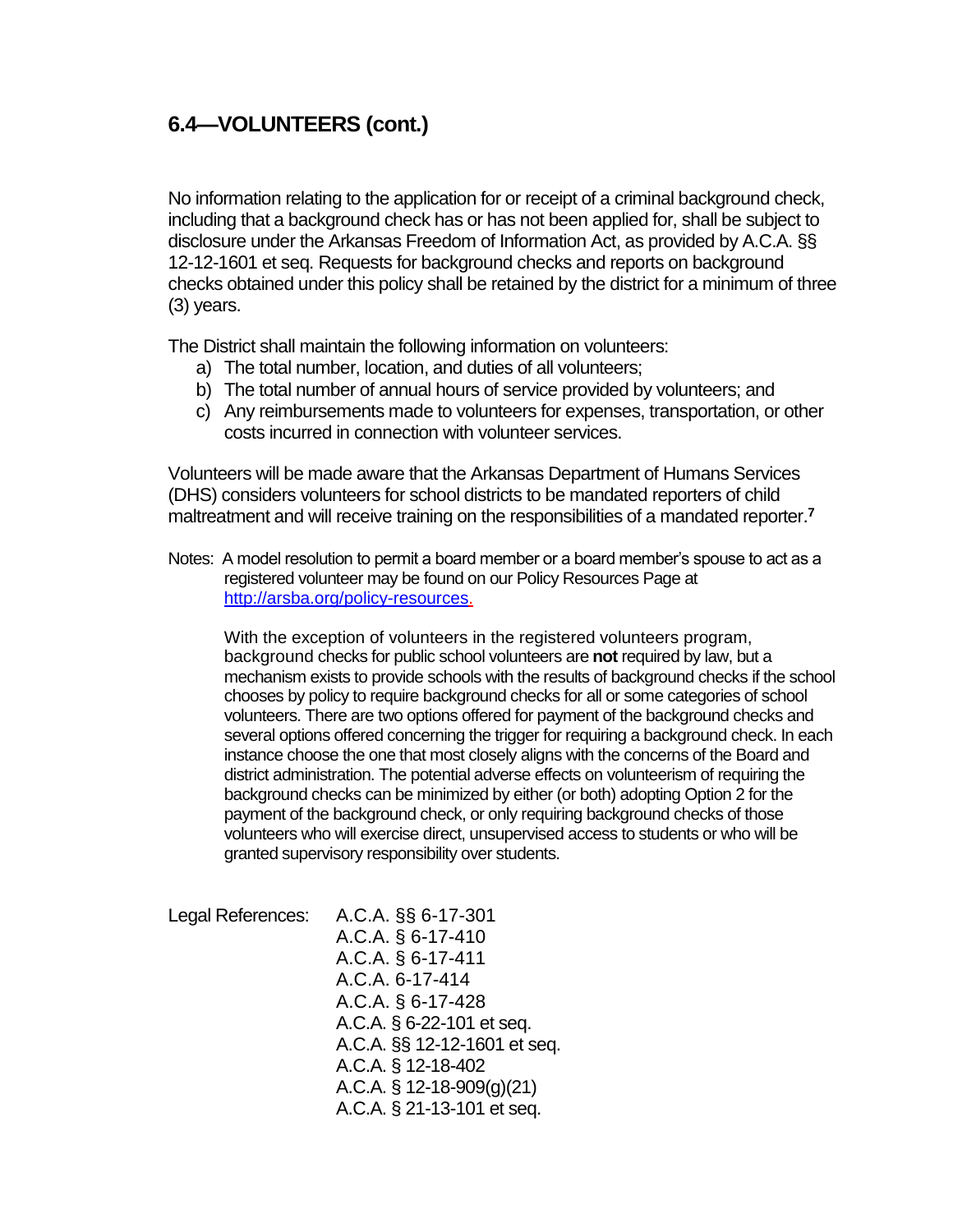## 6.4—VOLUNTEERS (cont.)

No information relating to the application for or receipt of a criminal background check, including that a background check has or has not been applied for, shall be subject to disclosure under the Arkansas Freedom of Information Act, as provided by A.C.A. §§ 12-12-1601 et seq. Requests for background checks and reports on background checks obtained under this policy shall be retained by the district for a minimum of three (3) years.

The District shall maintain the following information on volunteers:

a) The total number, location, and duties of all volunteers;
b) The total number of annual hours of service provided by volunteers; and
c) Any reimbursements made to volunteers for expenses, transportation, or other costs incurred in connection with volunteer services.

Volunteers will be made aware that the Arkansas Department of Humans Services (DHS) considers volunteers for school districts to be mandated reporters of child maltreatment and will receive training on the responsibilities of a mandated reporter.[7]

Notes: A model resolution to permit a board member or a board member's spouse to act as a registered volunteer may be found on our Policy Resources Page at http://arsba.org/policy-resources.

With the exception of volunteers in the registered volunteers program, background checks for public school volunteers are **not** required by law, but a mechanism exists to provide schools with the results of background checks if the school chooses by policy to require background checks for all or some categories of school volunteers. There are two options offered for payment of the background checks and several options offered concerning the trigger for requiring a background check. In each instance choose the one that most closely aligns with the concerns of the Board and district administration. The potential adverse effects on volunteerism of requiring the background checks can be minimized by either (or both) adopting Option 2 for the payment of the background check, or only requiring background checks of those volunteers who will exercise direct, unsupervised access to students or who will be granted supervisory responsibility over students.

Legal References:
A.C.A. §§ 6-17-301
A.C.A. § 6-17-410
A.C.A. § 6-17-411
A.C.A. 6-17-414
A.C.A. § 6-17-428
A.C.A. § 6-22-101 et seq.
A.C.A. §§ 12-12-1601 et seq.
A.C.A. § 12-18-402
A.C.A. § 12-18-909(g)(21)
A.C.A. § 21-13-101 et seq.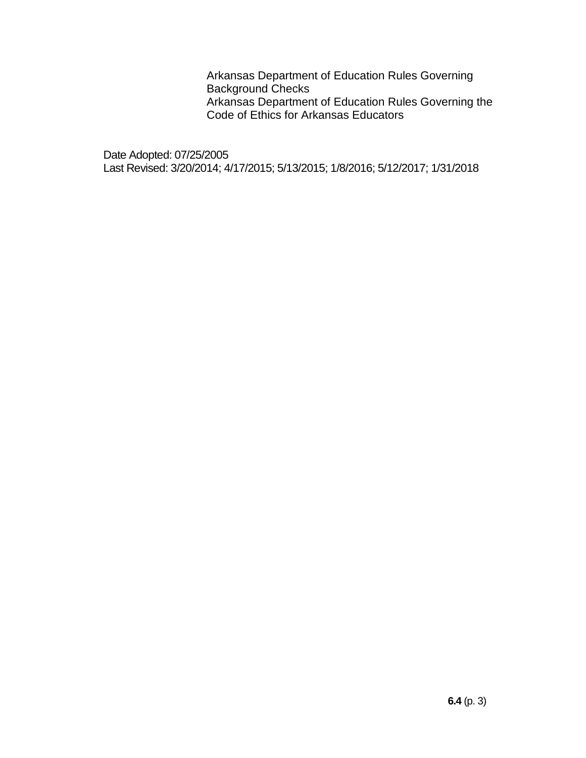Arkansas Department of Education Rules Governing Background Checks
Arkansas Department of Education Rules Governing the Code of Ethics for Arkansas Educators

Date Adopted: 07/25/2005
Last Revised: 3/20/2014; 4/17/2015; 5/13/2015; 1/8/2016; 5/12/2017; 1/31/2018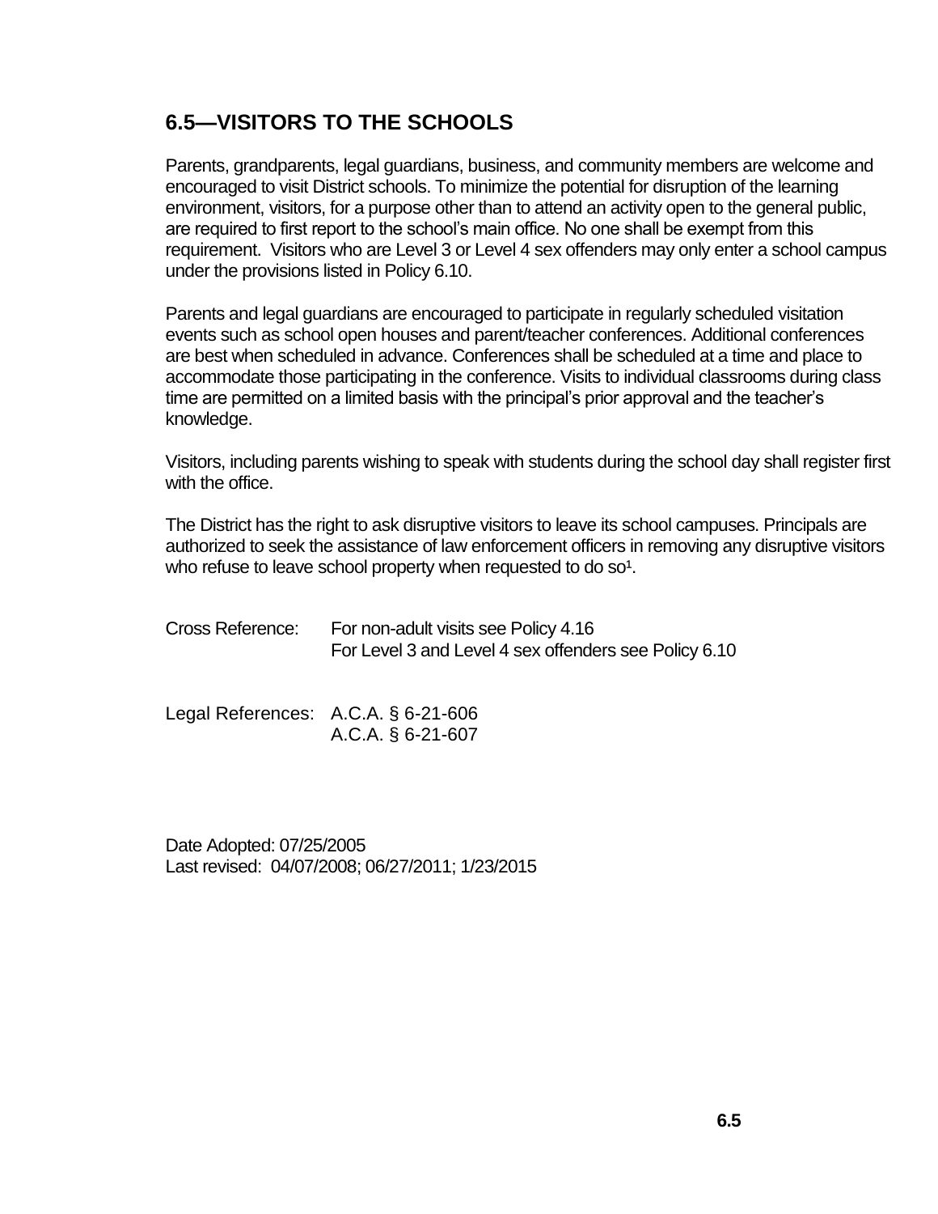## 6.5—VISITORS TO THE SCHOOLS

Parents, grandparents, legal guardians, business, and community members are welcome and encouraged to visit District schools. To minimize the potential for disruption of the learning environment, visitors, for a purpose other than to attend an activity open to the general public, are required to first report to the school's main office. No one shall be exempt from this requirement. Visitors who are Level 3 or Level 4 sex offenders may only enter a school campus under the provisions listed in Policy 6.10.

Parents and legal guardians are encouraged to participate in regularly scheduled visitation events such as school open houses and parent/teacher conferences. Additional conferences are best when scheduled in advance. Conferences shall be scheduled at a time and place to accommodate those participating in the conference. Visits to individual classrooms during class time are permitted on a limited basis with the principal's prior approval and the teacher's knowledge.

Visitors, including parents wishing to speak with students during the school day shall register first with the office.

The District has the right to ask disruptive visitors to leave its school campuses. Principals are authorized to seek the assistance of law enforcement officers in removing any disruptive visitors who refuse to leave school property when requested to do so[1].

Cross Reference: For non-adult visits see Policy 4.16
For Level 3 and Level 4 sex offenders see Policy 6.10

Legal References: A.C.A. § 6-21-606
A.C.A. § 6-21-607

Date Adopted: 07/25/2005
Last revised: 04/07/2008; 06/27/2011; 1/23/2015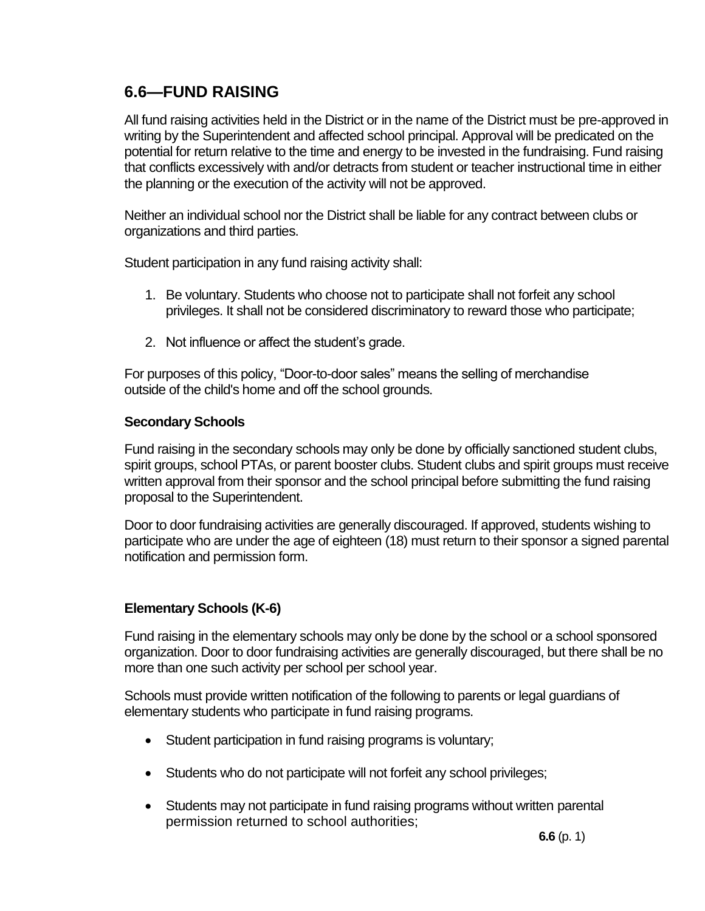## 6.6—FUND RAISING

All fund raising activities held in the District or in the name of the District must be pre-approved in writing by the Superintendent and affected school principal. Approval will be predicated on the potential for return relative to the time and energy to be invested in the fundraising. Fund raising that conflicts excessively with and/or detracts from student or teacher instructional time in either the planning or the execution of the activity will not be approved.

Neither an individual school nor the District shall be liable for any contract between clubs or organizations and third parties.

Student participation in any fund raising activity shall:

1. Be voluntary. Students who choose not to participate shall not forfeit any school privileges. It shall not be considered discriminatory to reward those who participate;
2. Not influence or affect the student's grade.

For purposes of this policy, "Door-to-door sales" means the selling of merchandise outside of the child's home and off the school grounds.

**Secondary Schools**

Fund raising in the secondary schools may only be done by officially sanctioned student clubs, spirit groups, school PTAs, or parent booster clubs. Student clubs and spirit groups must receive written approval from their sponsor and the school principal before submitting the fund raising proposal to the Superintendent.

Door to door fundraising activities are generally discouraged. If approved, students wishing to participate who are under the age of eighteen (18) must return to their sponsor a signed parental notification and permission form.

**Elementary Schools (K-6)**

Fund raising in the elementary schools may only be done by the school or a school sponsored organization. Door to door fundraising activities are generally discouraged, but there shall be no more than one such activity per school per school year.

Schools must provide written notification of the following to parents or legal guardians of elementary students who participate in fund raising programs.

- Student participation in fund raising programs is voluntary;
- Students who do not participate will not forfeit any school privileges;
- Students may not participate in fund raising programs without written parental permission returned to school authorities;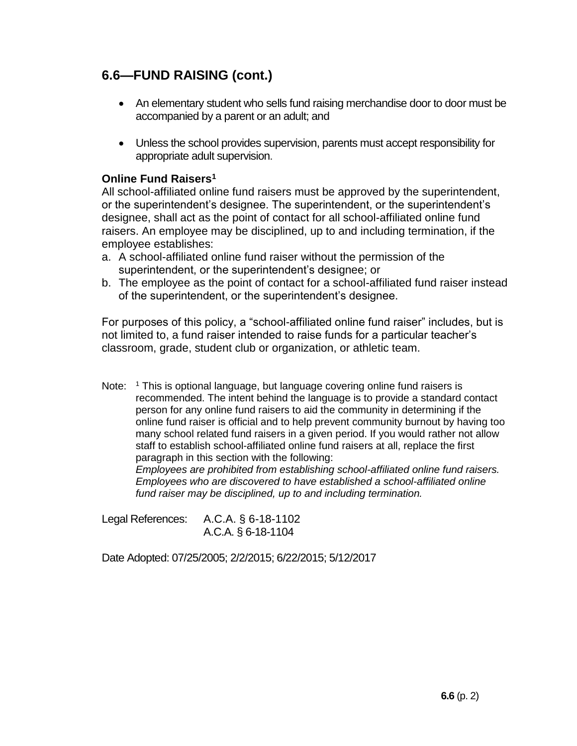## 6.6—FUND RAISING (cont.)

- An elementary student who sells fund raising merchandise door to door must be accompanied by a parent or an adult; and
- Unless the school provides supervision, parents must accept responsibility for appropriate adult supervision.

### Online Fund Raisers[1]

All school-affiliated online fund raisers must be approved by the superintendent, or the superintendent's designee. The superintendent, or the superintendent's designee, shall act as the point of contact for all school-affiliated online fund raisers. An employee may be disciplined, up to and including termination, if the employee establishes:

a. A school-affiliated online fund raiser without the permission of the superintendent, or the superintendent's designee; or
b. The employee as the point of contact for a school-affiliated fund raiser instead of the superintendent, or the superintendent's designee.

For purposes of this policy, a "school-affiliated online fund raiser" includes, but is not limited to, a fund raiser intended to raise funds for a particular teacher's classroom, grade, student club or organization, or athletic team.

Note: [1] This is optional language, but language covering online fund raisers is recommended. The intent behind the language is to provide a standard contact person for any online fund raisers to aid the community in determining if the online fund raiser is official and to help prevent community burnout by having too many school related fund raisers in a given period. If you would rather not allow staff to establish school-affiliated online fund raisers at all, replace the first paragraph in this section with the following:
*Employees are prohibited from establishing school-affiliated online fund raisers. Employees who are discovered to have established a school-affiliated online fund raiser may be disciplined, up to and including termination.*

Legal References: A.C.A. § 6-18-1102
A.C.A. § 6-18-1104

Date Adopted: 07/25/2005; 2/2/2015; 6/22/2015; 5/12/2017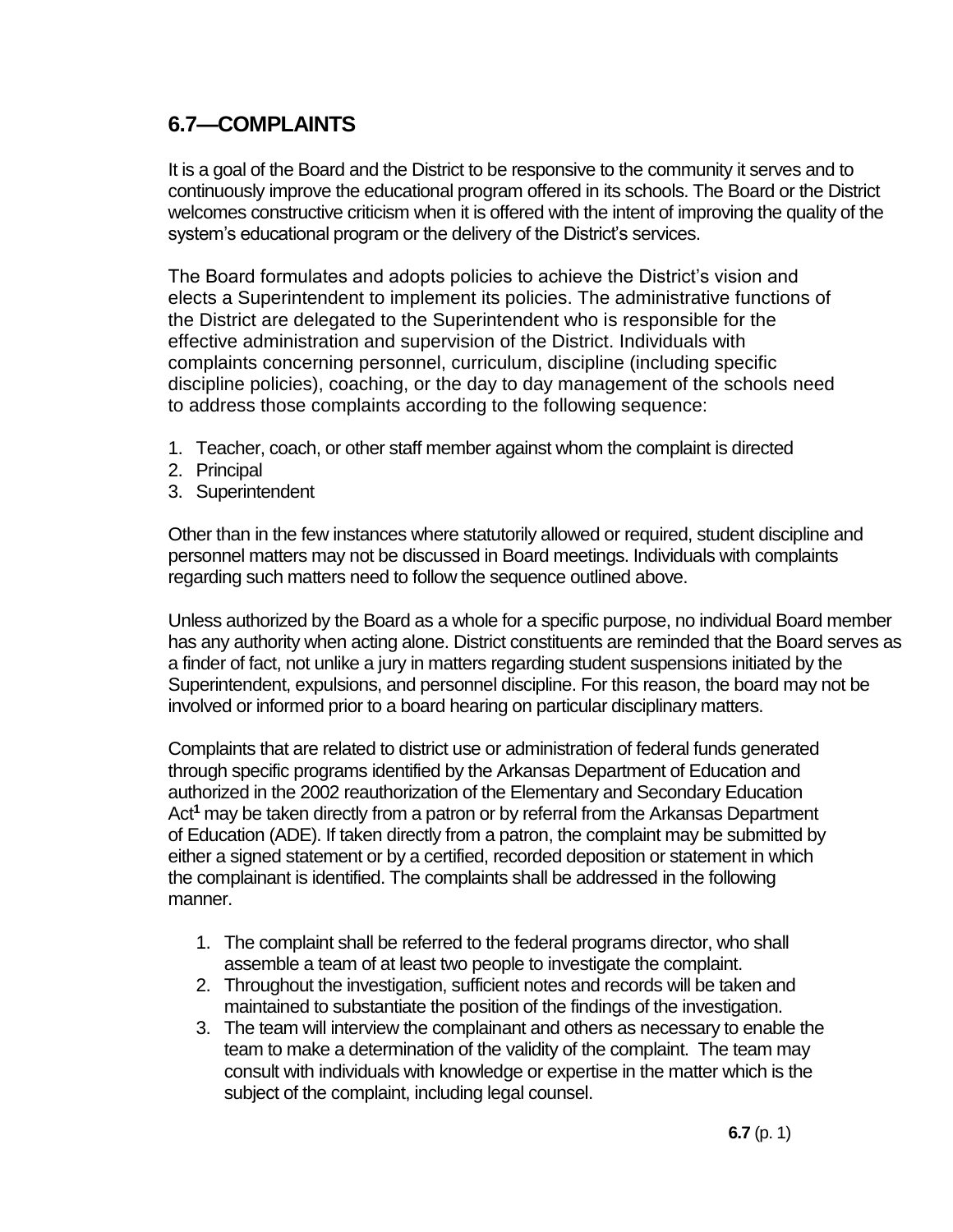## 6.7—COMPLAINTS

It is a goal of the Board and the District to be responsive to the community it serves and to continuously improve the educational program offered in its schools. The Board or the District welcomes constructive criticism when it is offered with the intent of improving the quality of the system's educational program or the delivery of the District's services.

The Board formulates and adopts policies to achieve the District's vision and elects a Superintendent to implement its policies. The administrative functions of the District are delegated to the Superintendent who is responsible for the effective administration and supervision of the District. Individuals with complaints concerning personnel, curriculum, discipline (including specific discipline policies), coaching, or the day to day management of the schools need to address those complaints according to the following sequence:

1. Teacher, coach, or other staff member against whom the complaint is directed
2. Principal
3. Superintendent

Other than in the few instances where statutorily allowed or required, student discipline and personnel matters may not be discussed in Board meetings. Individuals with complaints regarding such matters need to follow the sequence outlined above.

Unless authorized by the Board as a whole for a specific purpose, no individual Board member has any authority when acting alone. District constituents are reminded that the Board serves as a finder of fact, not unlike a jury in matters regarding student suspensions initiated by the Superintendent, expulsions, and personnel discipline. For this reason, the board may not be involved or informed prior to a board hearing on particular disciplinary matters.

Complaints that are related to district use or administration of federal funds generated through specific programs identified by the Arkansas Department of Education and authorized in the 2002 reauthorization of the Elementary and Secondary Education Act[1] may be taken directly from a patron or by referral from the Arkansas Department of Education (ADE). If taken directly from a patron, the complaint may be submitted by either a signed statement or by a certified, recorded deposition or statement in which the complainant is identified. The complaints shall be addressed in the following manner.

1. The complaint shall be referred to the federal programs director, who shall assemble a team of at least two people to investigate the complaint.
2. Throughout the investigation, sufficient notes and records will be taken and maintained to substantiate the position of the findings of the investigation.
3. The team will interview the complainant and others as necessary to enable the team to make a determination of the validity of the complaint. The team may consult with individuals with knowledge or expertise in the matter which is the subject of the complaint, including legal counsel.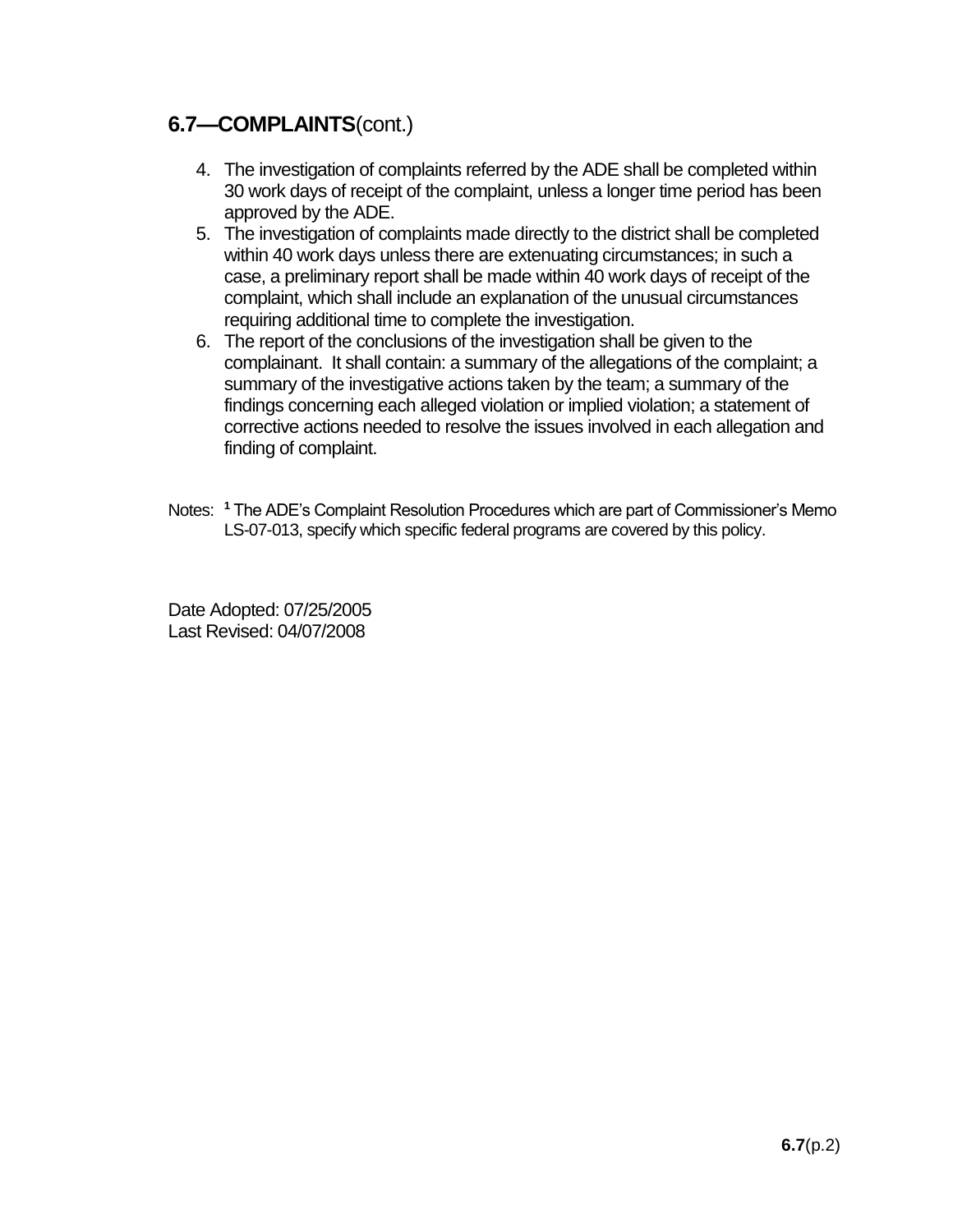## 6.7—COMPLAINTS(cont.)

4. The investigation of complaints referred by the ADE shall be completed within 30 work days of receipt of the complaint, unless a longer time period has been approved by the ADE.
5. The investigation of complaints made directly to the district shall be completed within 40 work days unless there are extenuating circumstances; in such a case, a preliminary report shall be made within 40 work days of receipt of the complaint, which shall include an explanation of the unusual circumstances requiring additional time to complete the investigation.
6. The report of the conclusions of the investigation shall be given to the complainant. It shall contain: a summary of the allegations of the complaint; a summary of the investigative actions taken by the team; a summary of the findings concerning each alleged violation or implied violation; a statement of corrective actions needed to resolve the issues involved in each allegation and finding of complaint.

Notes: [1] The ADE's Complaint Resolution Procedures which are part of Commissioner's Memo LS-07-013, specify which specific federal programs are covered by this policy.

Date Adopted: 07/25/2005
Last Revised: 04/07/2008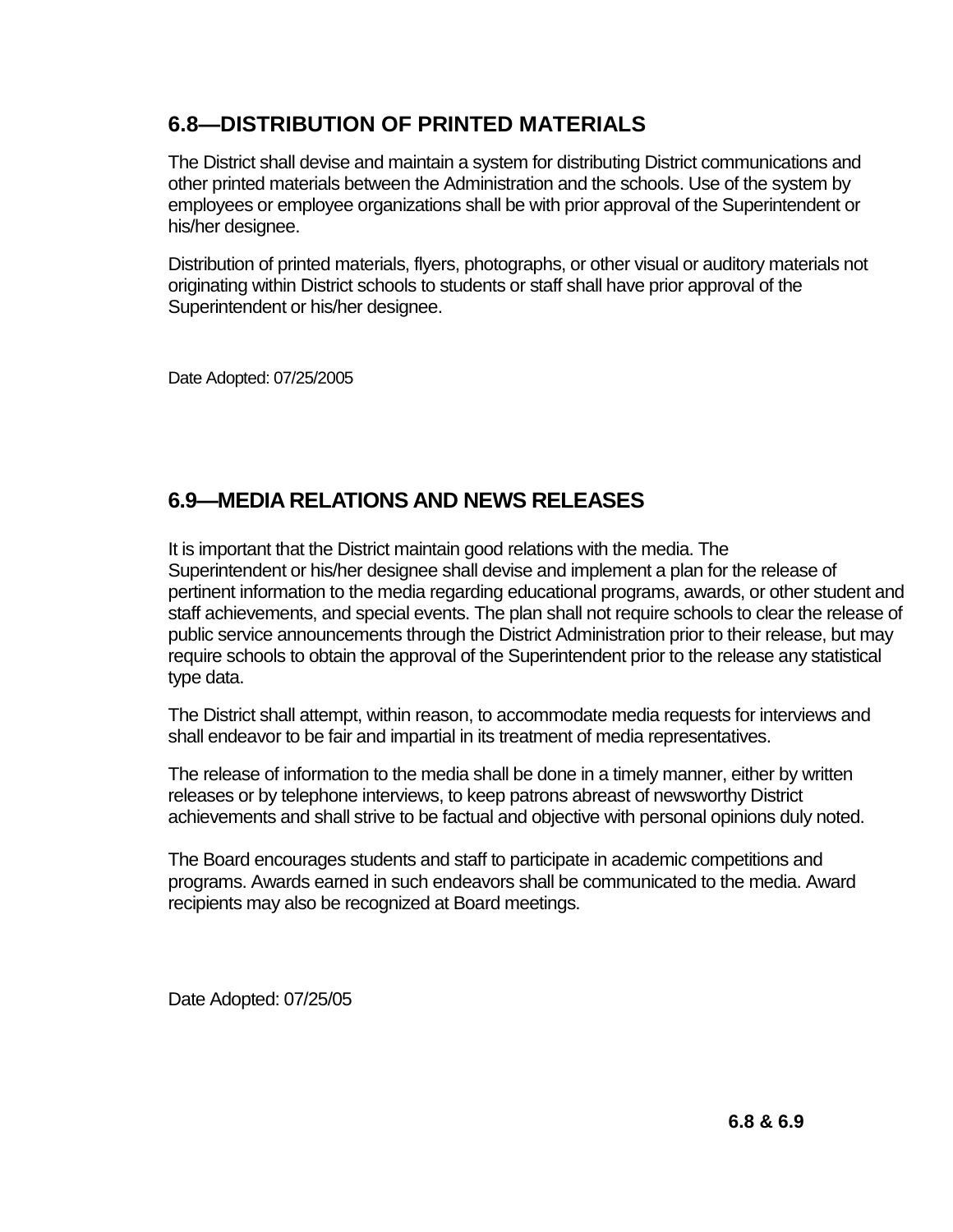## 6.8—DISTRIBUTION OF PRINTED MATERIALS

The District shall devise and maintain a system for distributing District communications and other printed materials between the Administration and the schools. Use of the system by employees or employee organizations shall be with prior approval of the Superintendent or his/her designee.

Distribution of printed materials, flyers, photographs, or other visual or auditory materials not originating within District schools to students or staff shall have prior approval of the Superintendent or his/her designee.

Date Adopted: 07/25/2005

## 6.9—MEDIA RELATIONS AND NEWS RELEASES

It is important that the District maintain good relations with the media. The Superintendent or his/her designee shall devise and implement a plan for the release of pertinent information to the media regarding educational programs, awards, or other student and staff achievements, and special events. The plan shall not require schools to clear the release of public service announcements through the District Administration prior to their release, but may require schools to obtain the approval of the Superintendent prior to the release any statistical type data.

The District shall attempt, within reason, to accommodate media requests for interviews and shall endeavor to be fair and impartial in its treatment of media representatives.

The release of information to the media shall be done in a timely manner, either by written releases or by telephone interviews, to keep patrons abreast of newsworthy District achievements and shall strive to be factual and objective with personal opinions duly noted.

The Board encourages students and staff to participate in academic competitions and programs. Awards earned in such endeavors shall be communicated to the media. Award recipients may also be recognized at Board meetings.

Date Adopted: 07/25/05

**6.8 & 6.9**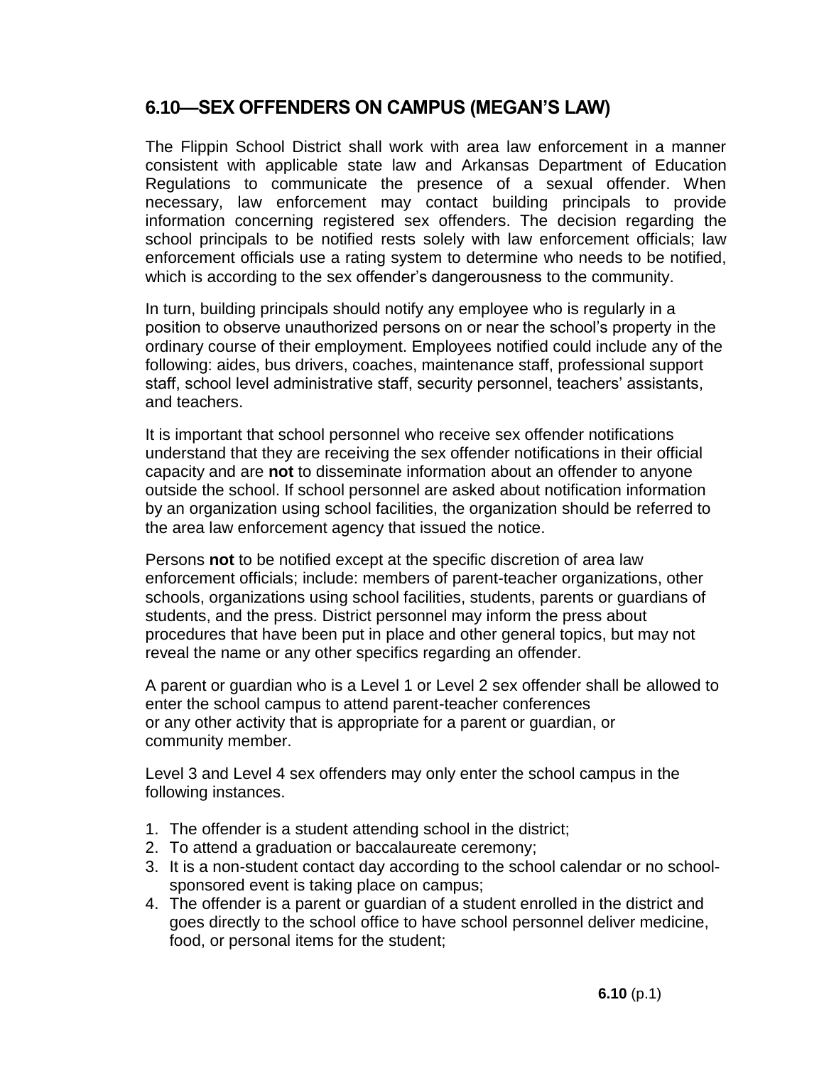## 6.10—SEX OFFENDERS ON CAMPUS (MEGAN'S LAW)

The Flippin School District shall work with area law enforcement in a manner consistent with applicable state law and Arkansas Department of Education Regulations to communicate the presence of a sexual offender. When necessary, law enforcement may contact building principals to provide information concerning registered sex offenders. The decision regarding the school principals to be notified rests solely with law enforcement officials; law enforcement officials use a rating system to determine who needs to be notified, which is according to the sex offender's dangerousness to the community.

In turn, building principals should notify any employee who is regularly in a position to observe unauthorized persons on or near the school's property in the ordinary course of their employment. Employees notified could include any of the following: aides, bus drivers, coaches, maintenance staff, professional support staff, school level administrative staff, security personnel, teachers' assistants, and teachers.

It is important that school personnel who receive sex offender notifications understand that they are receiving the sex offender notifications in their official capacity and are **not** to disseminate information about an offender to anyone outside the school. If school personnel are asked about notification information by an organization using school facilities, the organization should be referred to the area law enforcement agency that issued the notice.

Persons **not** to be notified except at the specific discretion of area law enforcement officials; include: members of parent-teacher organizations, other schools, organizations using school facilities, students, parents or guardians of students, and the press. District personnel may inform the press about procedures that have been put in place and other general topics, but may not reveal the name or any other specifics regarding an offender.

A parent or guardian who is a Level 1 or Level 2 sex offender shall be allowed to enter the school campus to attend parent-teacher conferences or any other activity that is appropriate for a parent or guardian, or community member.

Level 3 and Level 4 sex offenders may only enter the school campus in the following instances.

1. The offender is a student attending school in the district;
2. To attend a graduation or baccalaureate ceremony;
3. It is a non-student contact day according to the school calendar or no school-sponsored event is taking place on campus;
4. The offender is a parent or guardian of a student enrolled in the district and goes directly to the school office to have school personnel deliver medicine, food, or personal items for the student;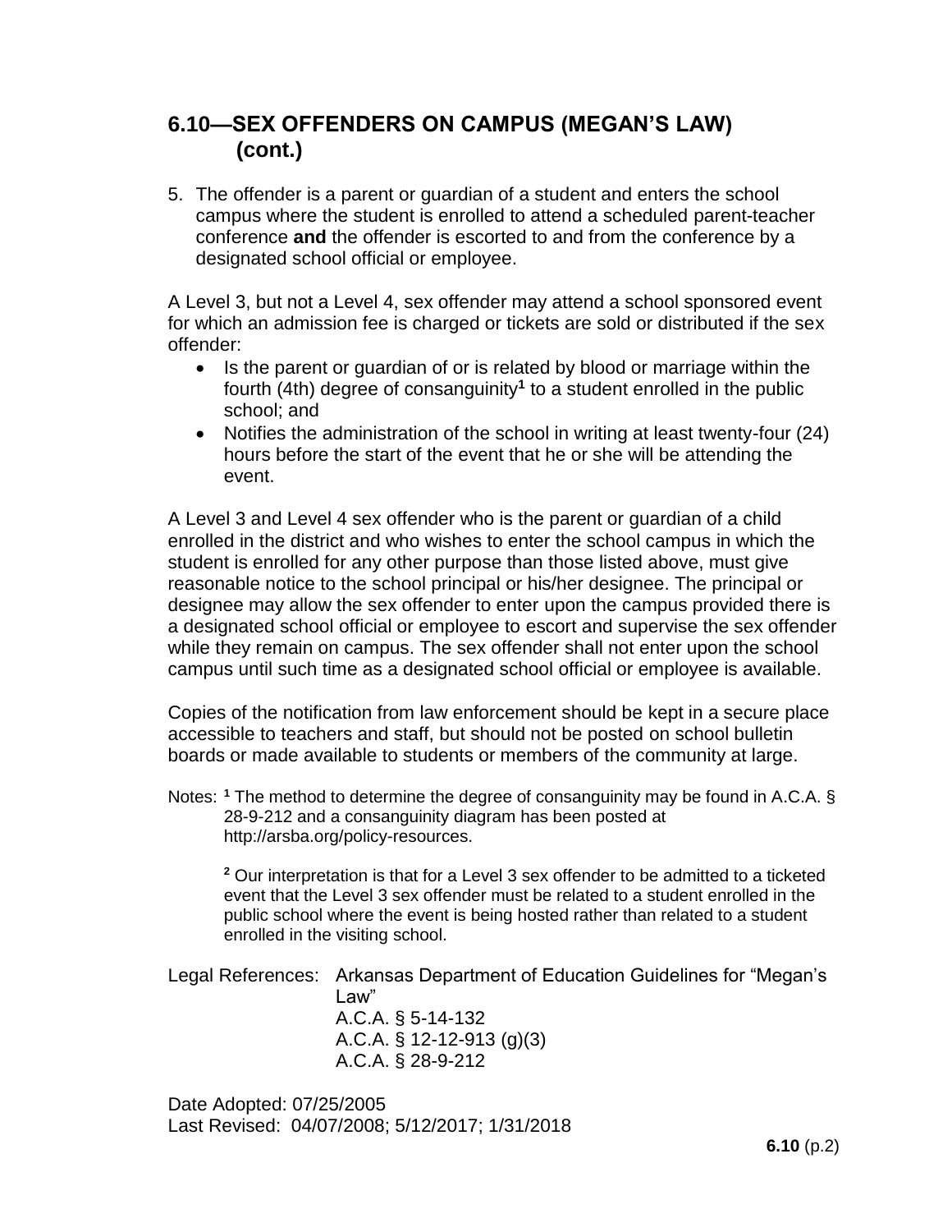## 6.10—SEX OFFENDERS ON CAMPUS (MEGAN'S LAW) (cont.)

5. The offender is a parent or guardian of a student and enters the school campus where the student is enrolled to attend a scheduled parent-teacher conference **and** the offender is escorted to and from the conference by a designated school official or employee.

A Level 3, but not a Level 4, sex offender may attend a school sponsored event for which an admission fee is charged or tickets are sold or distributed if the sex offender:

- Is the parent or guardian of or is related by blood or marriage within the fourth (4th) degree of consanguinity[1] to a student enrolled in the public school; and
- Notifies the administration of the school in writing at least twenty-four (24) hours before the start of the event that he or she will be attending the event.

A Level 3 and Level 4 sex offender who is the parent or guardian of a child enrolled in the district and who wishes to enter the school campus in which the student is enrolled for any other purpose than those listed above, must give reasonable notice to the school principal or his/her designee. The principal or designee may allow the sex offender to enter upon the campus provided there is a designated school official or employee to escort and supervise the sex offender while they remain on campus. The sex offender shall not enter upon the school campus until such time as a designated school official or employee is available.

Copies of the notification from law enforcement should be kept in a secure place accessible to teachers and staff, but should not be posted on school bulletin boards or made available to students or members of the community at large.

Notes: [1] The method to determine the degree of consanguinity may be found in A.C.A. § 28-9-212 and a consanguinity diagram has been posted at http://arsba.org/policy-resources.

[2] Our interpretation is that for a Level 3 sex offender to be admitted to a ticketed event that the Level 3 sex offender must be related to a student enrolled in the public school where the event is being hosted rather than related to a student enrolled in the visiting school.

Legal References: Arkansas Department of Education Guidelines for "Megan's Law"
A.C.A. § 5-14-132
A.C.A. § 12-12-913 (g)(3)
A.C.A. § 28-9-212

Date Adopted: 07/25/2005
Last Revised: 04/07/2008; 5/12/2017; 1/31/2018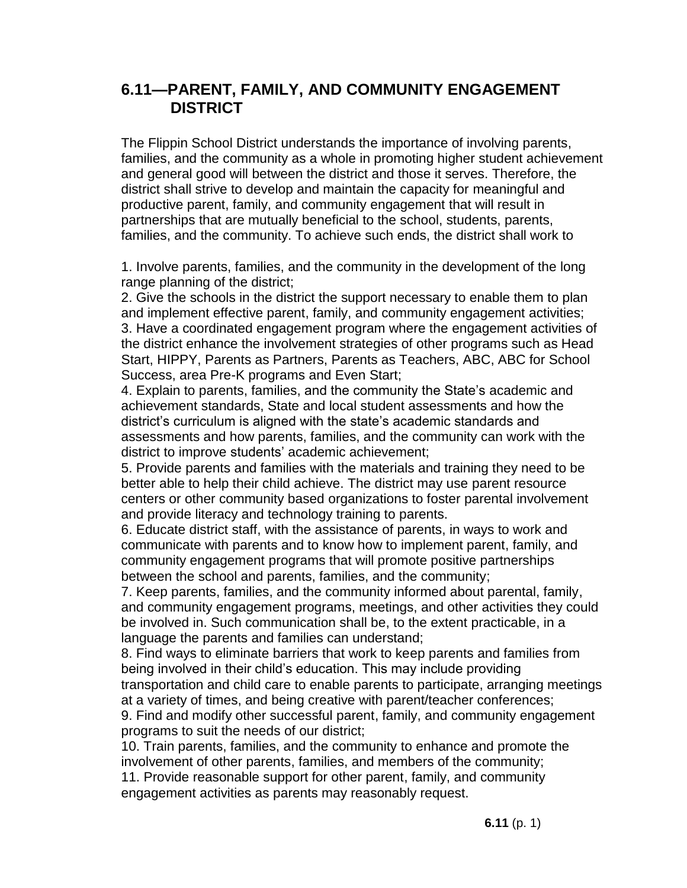## 6.11—PARENT, FAMILY, AND COMMUNITY ENGAGEMENT DISTRICT

The Flippin School District understands the importance of involving parents, families, and the community as a whole in promoting higher student achievement and general good will between the district and those it serves. Therefore, the district shall strive to develop and maintain the capacity for meaningful and productive parent, family, and community engagement that will result in partnerships that are mutually beneficial to the school, students, parents, families, and the community. To achieve such ends, the district shall work to

1. Involve parents, families, and the community in the development of the long range planning of the district;
2. Give the schools in the district the support necessary to enable them to plan and implement effective parent, family, and community engagement activities;
3. Have a coordinated engagement program where the engagement activities of the district enhance the involvement strategies of other programs such as Head Start, HIPPY, Parents as Partners, Parents as Teachers, ABC, ABC for School Success, area Pre-K programs and Even Start;
4. Explain to parents, families, and the community the State's academic and achievement standards, State and local student assessments and how the district's curriculum is aligned with the state's academic standards and assessments and how parents, families, and the community can work with the district to improve students' academic achievement;
5. Provide parents and families with the materials and training they need to be better able to help their child achieve. The district may use parent resource centers or other community based organizations to foster parental involvement and provide literacy and technology training to parents.
6. Educate district staff, with the assistance of parents, in ways to work and communicate with parents and to know how to implement parent, family, and community engagement programs that will promote positive partnerships between the school and parents, families, and the community;
7. Keep parents, families, and the community informed about parental, family, and community engagement programs, meetings, and other activities they could be involved in. Such communication shall be, to the extent practicable, in a language the parents and families can understand;
8. Find ways to eliminate barriers that work to keep parents and families from being involved in their child's education. This may include providing transportation and child care to enable parents to participate, arranging meetings at a variety of times, and being creative with parent/teacher conferences;
9. Find and modify other successful parent, family, and community engagement programs to suit the needs of our district;
10. Train parents, families, and the community to enhance and promote the involvement of other parents, families, and members of the community;
11. Provide reasonable support for other parent, family, and community engagement activities as parents may reasonably request.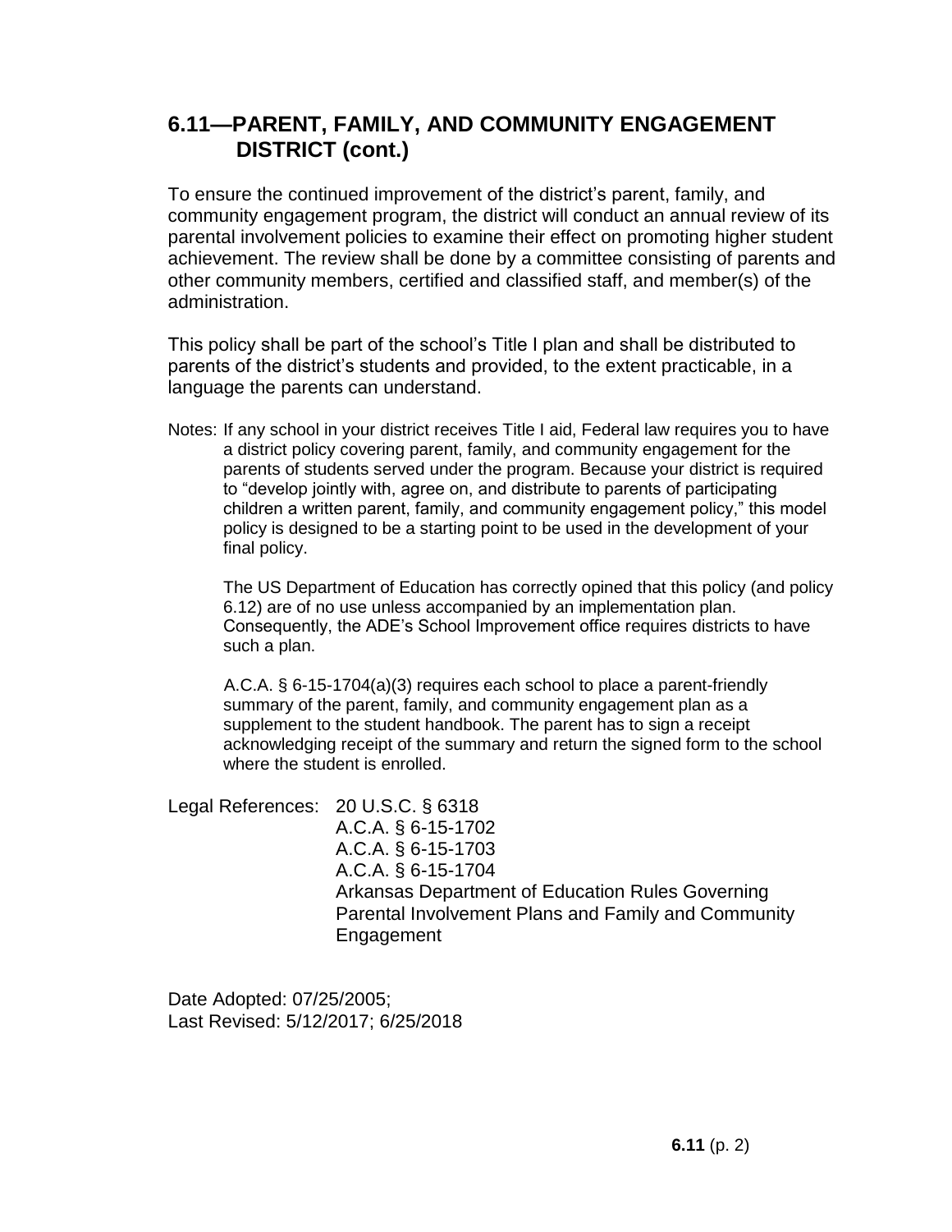## 6.11—PARENT, FAMILY, AND COMMUNITY ENGAGEMENT DISTRICT (cont.)

To ensure the continued improvement of the district's parent, family, and community engagement program, the district will conduct an annual review of its parental involvement policies to examine their effect on promoting higher student achievement. The review shall be done by a committee consisting of parents and other community members, certified and classified staff, and member(s) of the administration.

This policy shall be part of the school's Title I plan and shall be distributed to parents of the district's students and provided, to the extent practicable, in a language the parents can understand.

Notes: If any school in your district receives Title I aid, Federal law requires you to have a district policy covering parent, family, and community engagement for the parents of students served under the program. Because your district is required to "develop jointly with, agree on, and distribute to parents of participating children a written parent, family, and community engagement policy," this model policy is designed to be a starting point to be used in the development of your final policy.

The US Department of Education has correctly opined that this policy (and policy 6.12) are of no use unless accompanied by an implementation plan. Consequently, the ADE's School Improvement office requires districts to have such a plan.

A.C.A. § 6-15-1704(a)(3) requires each school to place a parent-friendly summary of the parent, family, and community engagement plan as a supplement to the student handbook. The parent has to sign a receipt acknowledging receipt of the summary and return the signed form to the school where the student is enrolled.

Legal References: 20 U.S.C. § 6318
A.C.A. § 6-15-1702
A.C.A. § 6-15-1703
A.C.A. § 6-15-1704
Arkansas Department of Education Rules Governing Parental Involvement Plans and Family and Community Engagement

Date Adopted: 07/25/2005;
Last Revised: 5/12/2017; 6/25/2018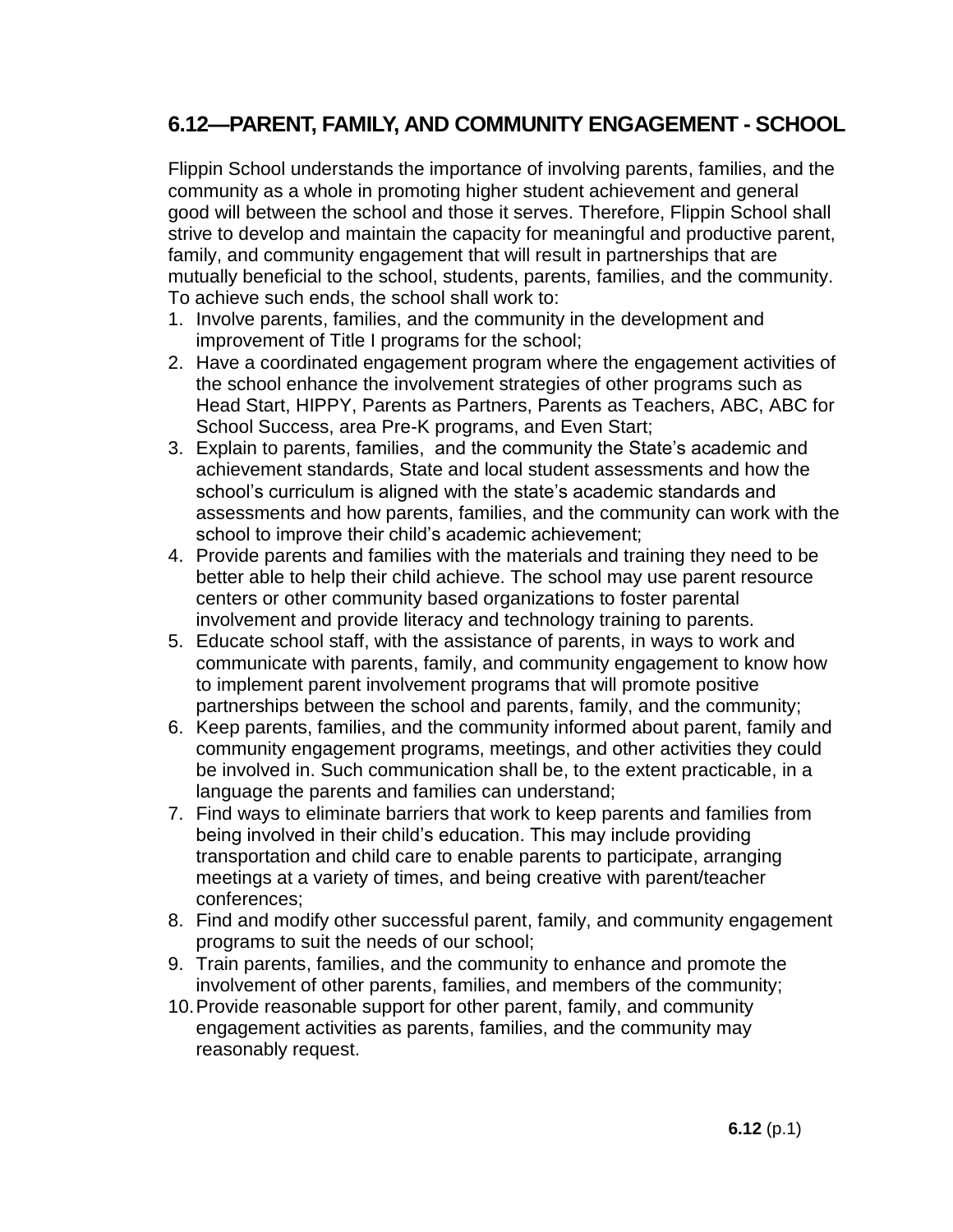## 6.12—PARENT, FAMILY, AND COMMUNITY ENGAGEMENT - SCHOOL

Flippin School understands the importance of involving parents, families, and the community as a whole in promoting higher student achievement and general good will between the school and those it serves. Therefore, Flippin School shall strive to develop and maintain the capacity for meaningful and productive parent, family, and community engagement that will result in partnerships that are mutually beneficial to the school, students, parents, families, and the community. To achieve such ends, the school shall work to:

1. Involve parents, families, and the community in the development and improvement of Title I programs for the school;
2. Have a coordinated engagement program where the engagement activities of the school enhance the involvement strategies of other programs such as Head Start, HIPPY, Parents as Partners, Parents as Teachers, ABC, ABC for School Success, area Pre-K programs, and Even Start;
3. Explain to parents, families, and the community the State's academic and achievement standards, State and local student assessments and how the school's curriculum is aligned with the state's academic standards and assessments and how parents, families, and the community can work with the school to improve their child's academic achievement;
4. Provide parents and families with the materials and training they need to be better able to help their child achieve. The school may use parent resource centers or other community based organizations to foster parental involvement and provide literacy and technology training to parents.
5. Educate school staff, with the assistance of parents, in ways to work and communicate with parents, family, and community engagement to know how to implement parent involvement programs that will promote positive partnerships between the school and parents, family, and the community;
6. Keep parents, families, and the community informed about parent, family and community engagement programs, meetings, and other activities they could be involved in. Such communication shall be, to the extent practicable, in a language the parents and families can understand;
7. Find ways to eliminate barriers that work to keep parents and families from being involved in their child's education. This may include providing transportation and child care to enable parents to participate, arranging meetings at a variety of times, and being creative with parent/teacher conferences;
8. Find and modify other successful parent, family, and community engagement programs to suit the needs of our school;
9. Train parents, families, and the community to enhance and promote the involvement of other parents, families, and members of the community;
10. Provide reasonable support for other parent, family, and community engagement activities as parents, families, and the community may reasonably request.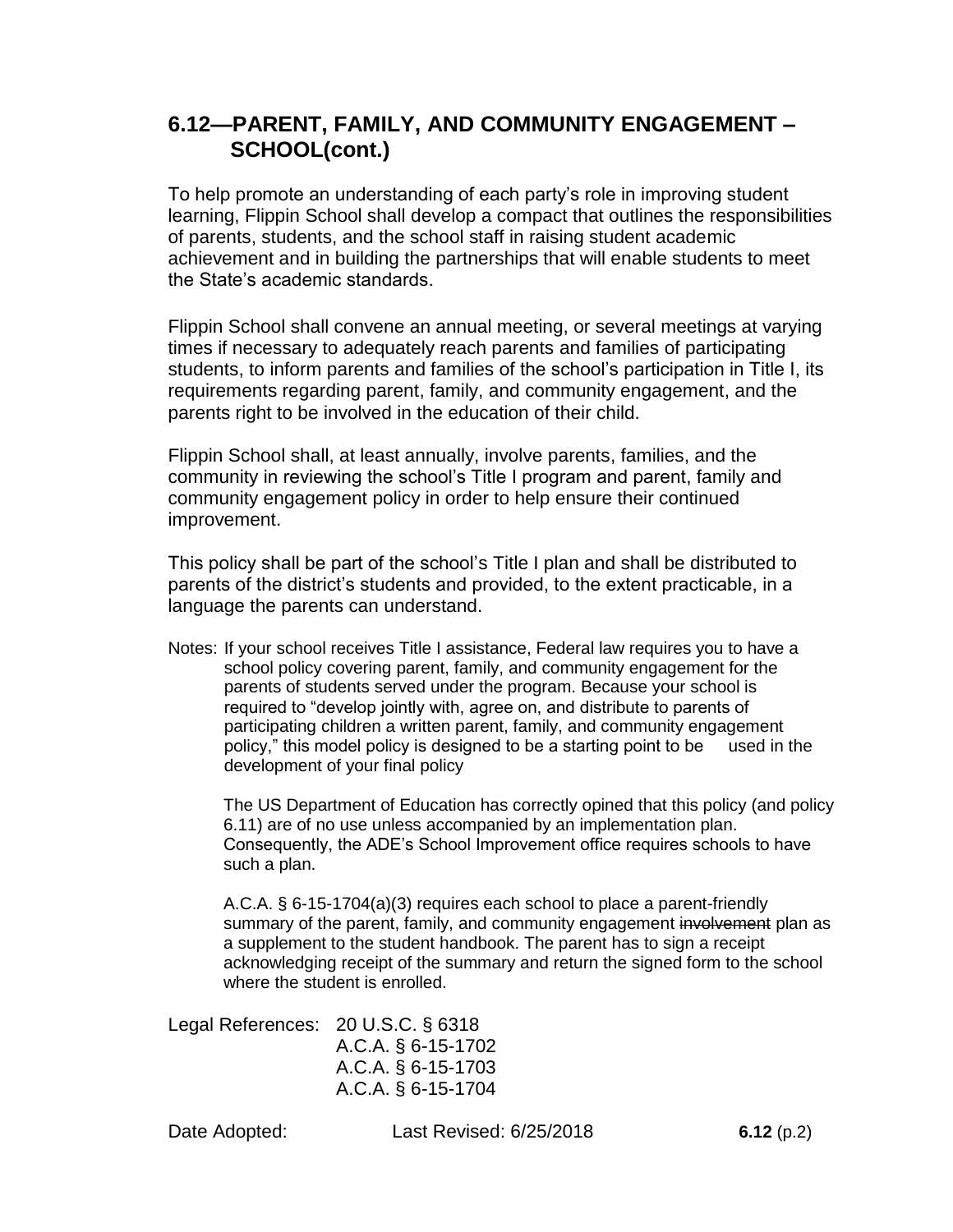## 6.12—PARENT, FAMILY, AND COMMUNITY ENGAGEMENT – SCHOOL(cont.)

To help promote an understanding of each party's role in improving student learning, Flippin School shall develop a compact that outlines the responsibilities of parents, students, and the school staff in raising student academic achievement and in building the partnerships that will enable students to meet the State's academic standards.

Flippin School shall convene an annual meeting, or several meetings at varying times if necessary to adequately reach parents and families of participating students, to inform parents and families of the school's participation in Title I, its requirements regarding parent, family, and community engagement, and the parents right to be involved in the education of their child.

Flippin School shall, at least annually, involve parents, families, and the community in reviewing the school's Title I program and parent, family and community engagement policy in order to help ensure their continued improvement.

This policy shall be part of the school's Title I plan and shall be distributed to parents of the district's students and provided, to the extent practicable, in a language the parents can understand.

Notes: If your school receives Title I assistance, Federal law requires you to have a school policy covering parent, family, and community engagement for the parents of students served under the program. Because your school is required to "develop jointly with, agree on, and distribute to parents of participating children a written parent, family, and community engagement policy," this model policy is designed to be a starting point to be used in the development of your final policy

The US Department of Education has correctly opined that this policy (and policy 6.11) are of no use unless accompanied by an implementation plan. Consequently, the ADE's School Improvement office requires schools to have such a plan.

A.C.A. § 6-15-1704(a)(3) requires each school to place a parent-friendly summary of the parent, family, and community engagement ~~involvement~~ plan as a supplement to the student handbook. The parent has to sign a receipt acknowledging receipt of the summary and return the signed form to the school where the student is enrolled.

Legal References: 20 U.S.C. § 6318
A.C.A. § 6-15-1702
A.C.A. § 6-15-1703
A.C.A. § 6-15-1704

Date Adopted: Last Revised: 6/25/2018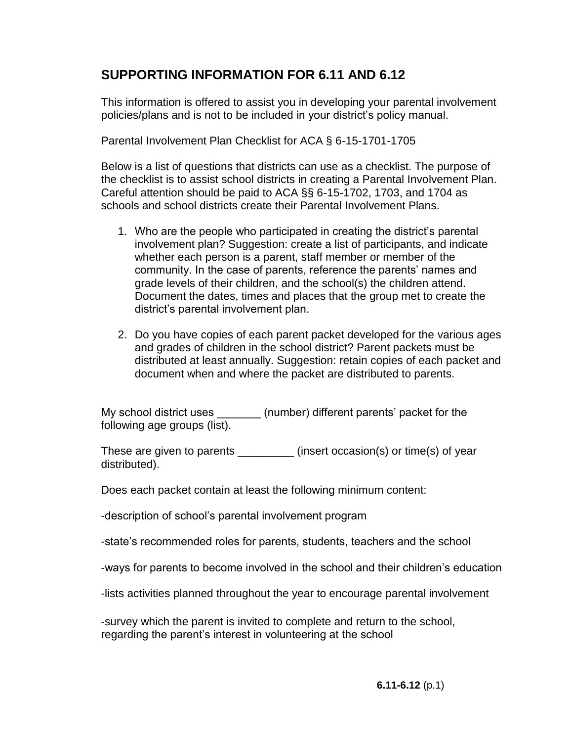## SUPPORTING INFORMATION FOR 6.11 AND 6.12

This information is offered to assist you in developing your parental involvement policies/plans and is not to be included in your district's policy manual.

Parental Involvement Plan Checklist for ACA § 6-15-1701-1705

Below is a list of questions that districts can use as a checklist. The purpose of the checklist is to assist school districts in creating a Parental Involvement Plan. Careful attention should be paid to ACA §§ 6-15-1702, 1703, and 1704 as schools and school districts create their Parental Involvement Plans.

1. Who are the people who participated in creating the district's parental involvement plan? Suggestion: create a list of participants, and indicate whether each person is a parent, staff member or member of the community. In the case of parents, reference the parents' names and grade levels of their children, and the school(s) the children attend. Document the dates, times and places that the group met to create the district's parental involvement plan.

2. Do you have copies of each parent packet developed for the various ages and grades of children in the school district? Parent packets must be distributed at least annually. Suggestion: retain copies of each packet and document when and where the packet are distributed to parents.

My school district uses _______ (number) different parents' packet for the following age groups (list).

These are given to parents _________ (insert occasion(s) or time(s) of year distributed).

Does each packet contain at least the following minimum content:

-description of school's parental involvement program

-state's recommended roles for parents, students, teachers and the school

-ways for parents to become involved in the school and their children's education

-lists activities planned throughout the year to encourage parental involvement

-survey which the parent is invited to complete and return to the school, regarding the parent's interest in volunteering at the school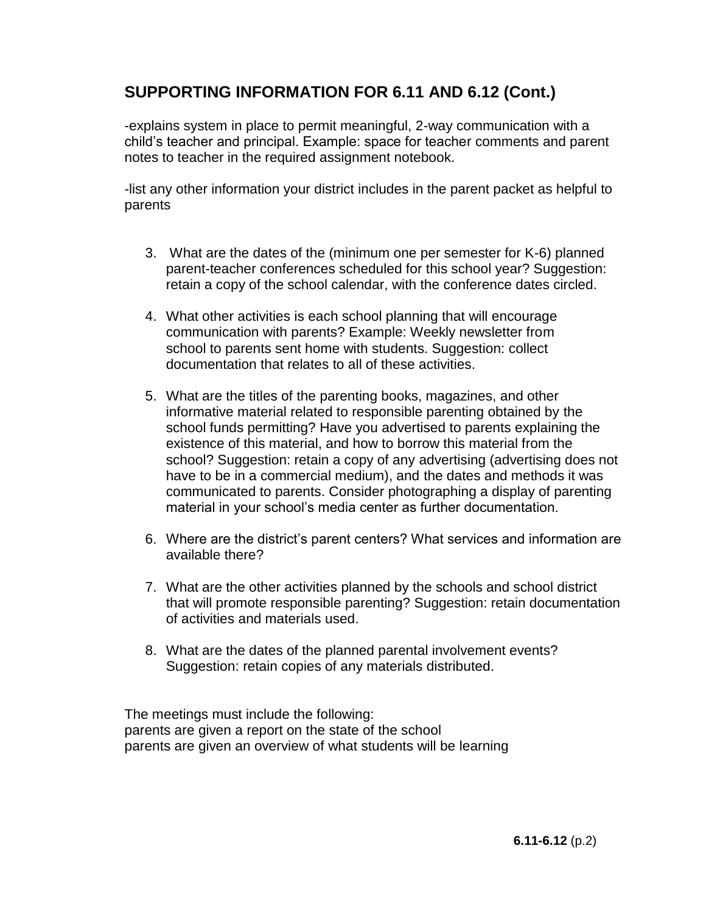## SUPPORTING INFORMATION FOR 6.11 AND 6.12 (Cont.)

-explains system in place to permit meaningful, 2-way communication with a child's teacher and principal. Example: space for teacher comments and parent notes to teacher in the required assignment notebook.

-list any other information your district includes in the parent packet as helpful to parents

3. What are the dates of the (minimum one per semester for K-6) planned parent-teacher conferences scheduled for this school year? Suggestion: retain a copy of the school calendar, with the conference dates circled.

4. What other activities is each school planning that will encourage communication with parents? Example: Weekly newsletter from school to parents sent home with students. Suggestion: collect documentation that relates to all of these activities.

5. What are the titles of the parenting books, magazines, and other informative material related to responsible parenting obtained by the school funds permitting? Have you advertised to parents explaining the existence of this material, and how to borrow this material from the school? Suggestion: retain a copy of any advertising (advertising does not have to be in a commercial medium), and the dates and methods it was communicated to parents. Consider photographing a display of parenting material in your school's media center as further documentation.

6. Where are the district's parent centers? What services and information are available there?

7. What are the other activities planned by the schools and school district that will promote responsible parenting? Suggestion: retain documentation of activities and materials used.

8. What are the dates of the planned parental involvement events? Suggestion: retain copies of any materials distributed.

The meetings must include the following:
parents are given a report on the state of the school
parents are given an overview of what students will be learning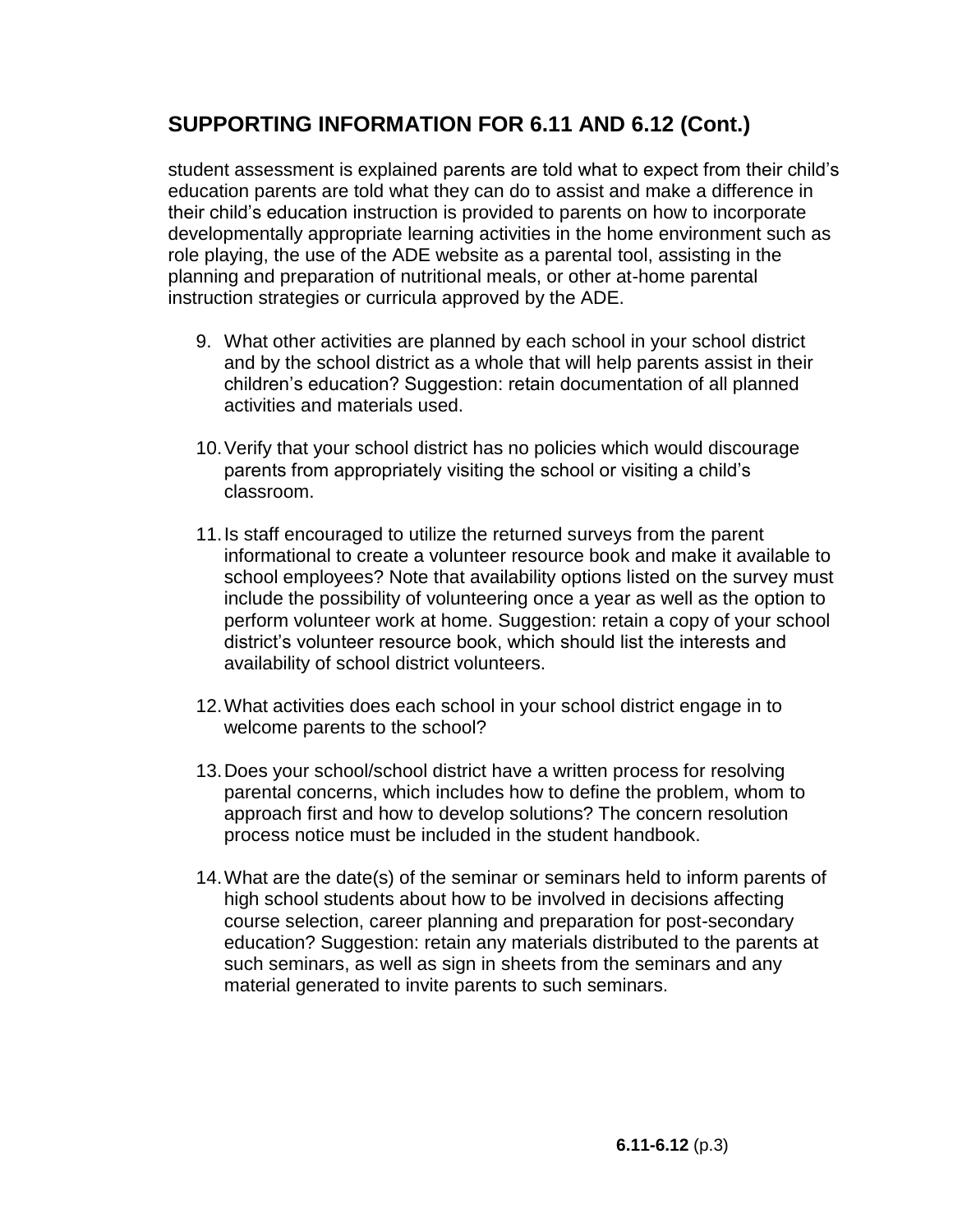## SUPPORTING INFORMATION FOR 6.11 AND 6.12 (Cont.)

student assessment is explained parents are told what to expect from their child's education parents are told what they can do to assist and make a difference in their child's education instruction is provided to parents on how to incorporate developmentally appropriate learning activities in the home environment such as role playing, the use of the ADE website as a parental tool, assisting in the planning and preparation of nutritional meals, or other at-home parental instruction strategies or curricula approved by the ADE.

9. What other activities are planned by each school in your school district and by the school district as a whole that will help parents assist in their children's education? Suggestion: retain documentation of all planned activities and materials used.

10. Verify that your school district has no policies which would discourage parents from appropriately visiting the school or visiting a child's classroom.

11. Is staff encouraged to utilize the returned surveys from the parent informational to create a volunteer resource book and make it available to school employees? Note that availability options listed on the survey must include the possibility of volunteering once a year as well as the option to perform volunteer work at home. Suggestion: retain a copy of your school district's volunteer resource book, which should list the interests and availability of school district volunteers.

12. What activities does each school in your school district engage in to welcome parents to the school?

13. Does your school/school district have a written process for resolving parental concerns, which includes how to define the problem, whom to approach first and how to develop solutions? The concern resolution process notice must be included in the student handbook.

14. What are the date(s) of the seminar or seminars held to inform parents of high school students about how to be involved in decisions affecting course selection, career planning and preparation for post-secondary education? Suggestion: retain any materials distributed to the parents at such seminars, as well as sign in sheets from the seminars and any material generated to invite parents to such seminars.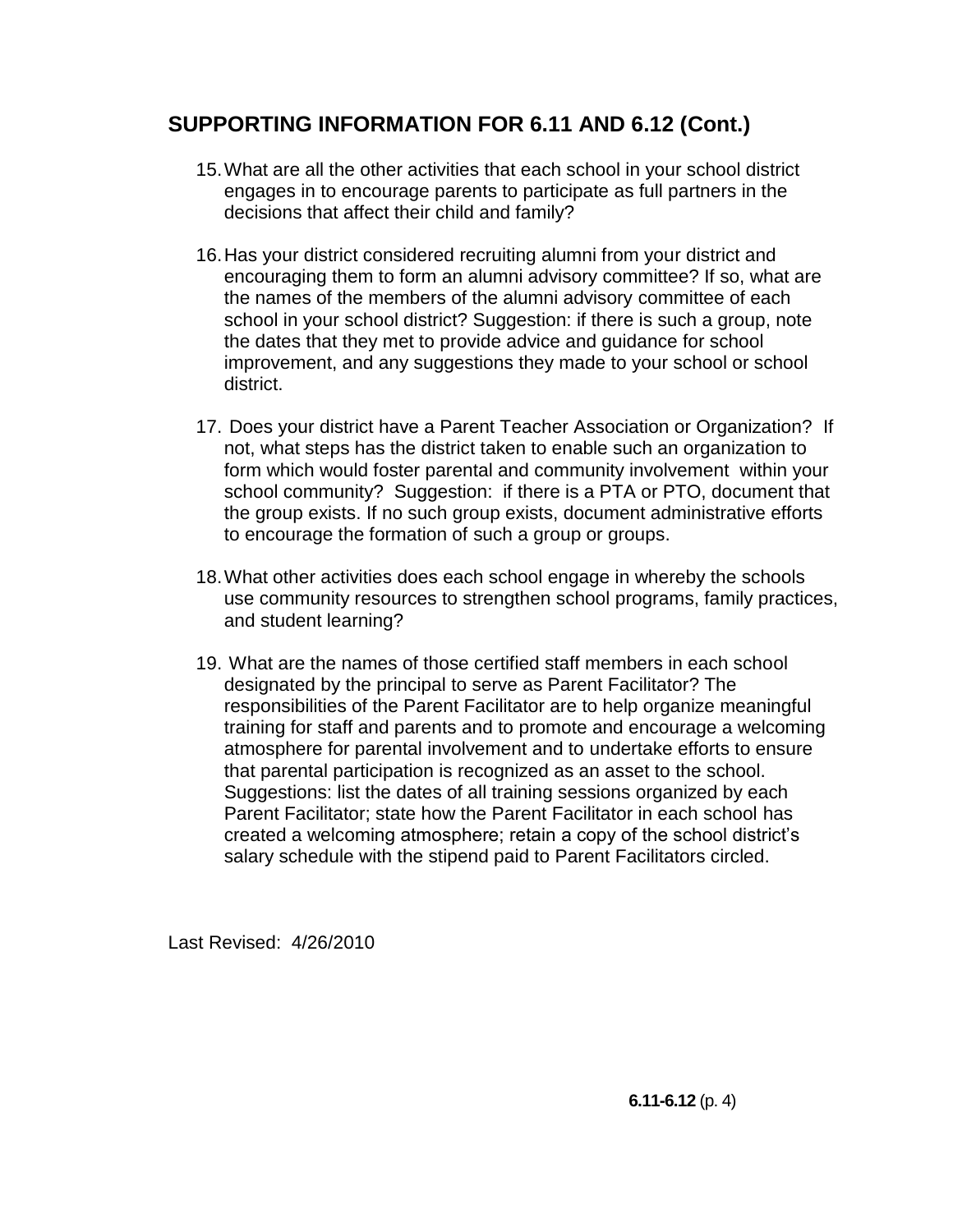## SUPPORTING INFORMATION FOR 6.11 AND 6.12 (Cont.)

15. What are all the other activities that each school in your school district engages in to encourage parents to participate as full partners in the decisions that affect their child and family?

16. Has your district considered recruiting alumni from your district and encouraging them to form an alumni advisory committee? If so, what are the names of the members of the alumni advisory committee of each school in your school district? Suggestion: if there is such a group, note the dates that they met to provide advice and guidance for school improvement, and any suggestions they made to your school or school district.

17. Does your district have a Parent Teacher Association or Organization? If not, what steps has the district taken to enable such an organization to form which would foster parental and community involvement within your school community? Suggestion: if there is a PTA or PTO, document that the group exists. If no such group exists, document administrative efforts to encourage the formation of such a group or groups.

18. What other activities does each school engage in whereby the schools use community resources to strengthen school programs, family practices, and student learning?

19. What are the names of those certified staff members in each school designated by the principal to serve as Parent Facilitator? The responsibilities of the Parent Facilitator are to help organize meaningful training for staff and parents and to promote and encourage a welcoming atmosphere for parental involvement and to undertake efforts to ensure that parental participation is recognized as an asset to the school. Suggestions: list the dates of all training sessions organized by each Parent Facilitator; state how the Parent Facilitator in each school has created a welcoming atmosphere; retain a copy of the school district's salary schedule with the stipend paid to Parent Facilitators circled.

Last Revised: 4/26/2010